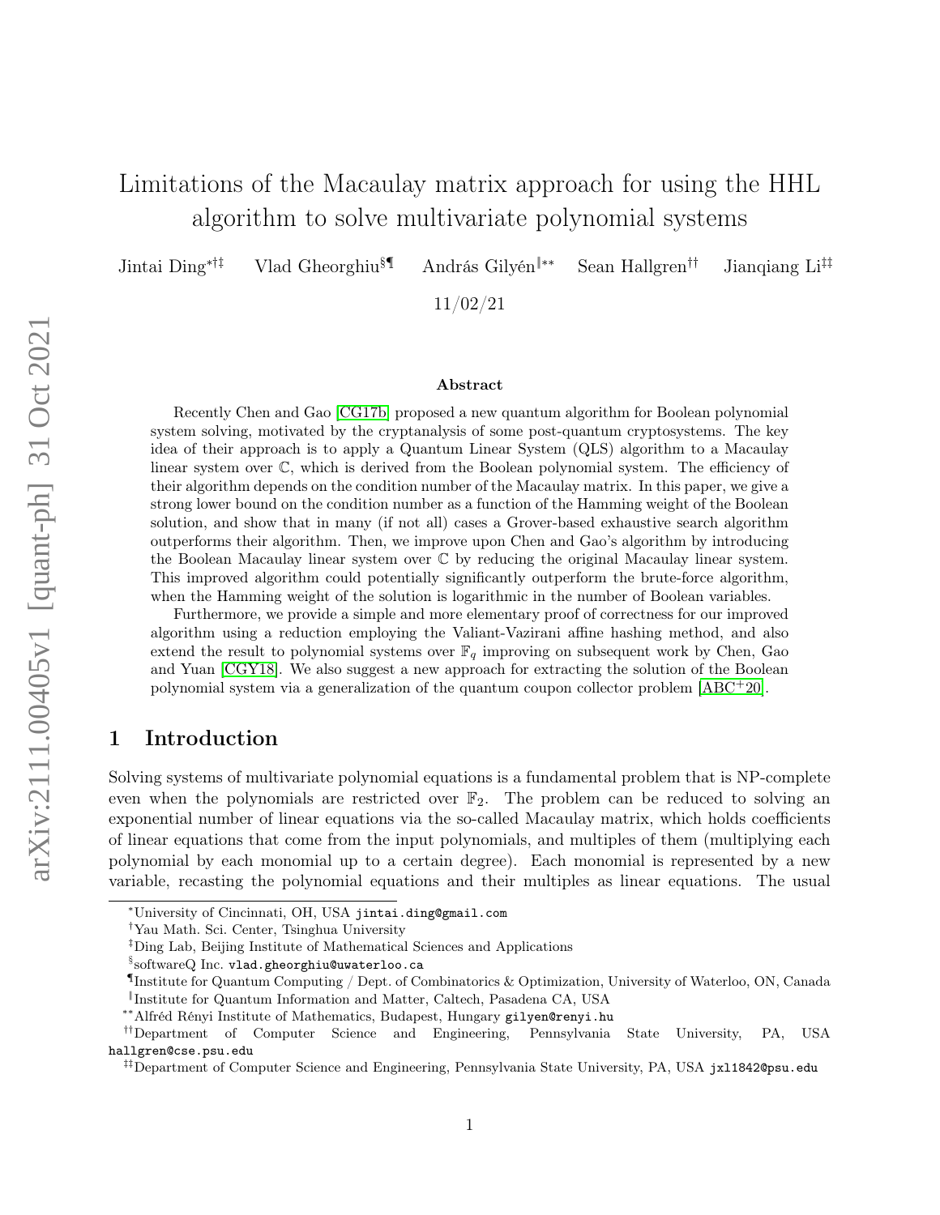# Limitations of the Macaulay matrix approach for using the HHL algorithm to solve multivariate polynomial systems

Jintai Ding[*,†,‡] Vlad Gheorghiu[§,¶] András Gilyén[‖,**] Sean Hallgren[††] Jianqiang Li[‡‡]

11/02/21

### Abstract

Recently Chen and Gao [CG17b] proposed a new quantum algorithm for Boolean polynomial system solving, motivated by the cryptanalysis of some post-quantum cryptosystems. The key idea of their approach is to apply a Quantum Linear System (QLS) algorithm to a Macaulay linear system over $\mathbb{C}$, which is derived from the Boolean polynomial system. The efficiency of their algorithm depends on the condition number of the Macaulay matrix. In this paper, we give a strong lower bound on the condition number as a function of the Hamming weight of the Boolean solution, and show that in many (if not all) cases a Grover-based exhaustive search algorithm outperforms their algorithm. Then, we improve upon Chen and Gao's algorithm by introducing the Boolean Macaulay linear system over $\mathbb{C}$ by reducing the original Macaulay linear system. This improved algorithm could potentially significantly outperform the brute-force algorithm, when the Hamming weight of the solution is logarithmic in the number of Boolean variables.

Furthermore, we provide a simple and more elementary proof of correctness for our improved algorithm using a reduction employing the Valiant-Vazirani affine hashing method, and also extend the result to polynomial systems over $\mathbb{F}_q$ improving on subsequent work by Chen, Gao and Yuan [CGY18]. We also suggest a new approach for extracting the solution of the Boolean polynomial system via a generalization of the quantum coupon collector problem [ABC+20].

## 1 Introduction

Solving systems of multivariate polynomial equations is a fundamental problem that is NP-complete even when the polynomials are restricted over $\mathbb{F}_2$. The problem can be reduced to solving an exponential number of linear equations via the so-called Macaulay matrix, which holds coefficients of linear equations that come from the input polynomials, and multiples of them (multiplying each polynomial by each monomial up to a certain degree). Each monomial is represented by a new variable, recasting the polynomial equations and their multiples as linear equations. The usual

---

[*] University of Cincinnati, OH, USA jintai.ding@gmail.com

[†] Yau Math. Sci. Center, Tsinghua University

[‡] Ding Lab, Beijing Institute of Mathematical Sciences and Applications

[§] softwareQ Inc. vlad.gheorghiu@uwaterloo.ca

[¶] Institute for Quantum Computing / Dept. of Combinatorics & Optimization, University of Waterloo, ON, Canada

[‖] Institute for Quantum Information and Matter, Caltech, Pasadena CA, USA

[**] Alfréd Rényi Institute of Mathematics, Budapest, Hungary gilyen@renyi.hu

[††] Department of Computer Science and Engineering, Pennsylvania State University, PA, USA hallgren@cse.psu.edu

[‡‡] Department of Computer Science and Engineering, Pennsylvania State University, PA, USA jxl1842@psu.edu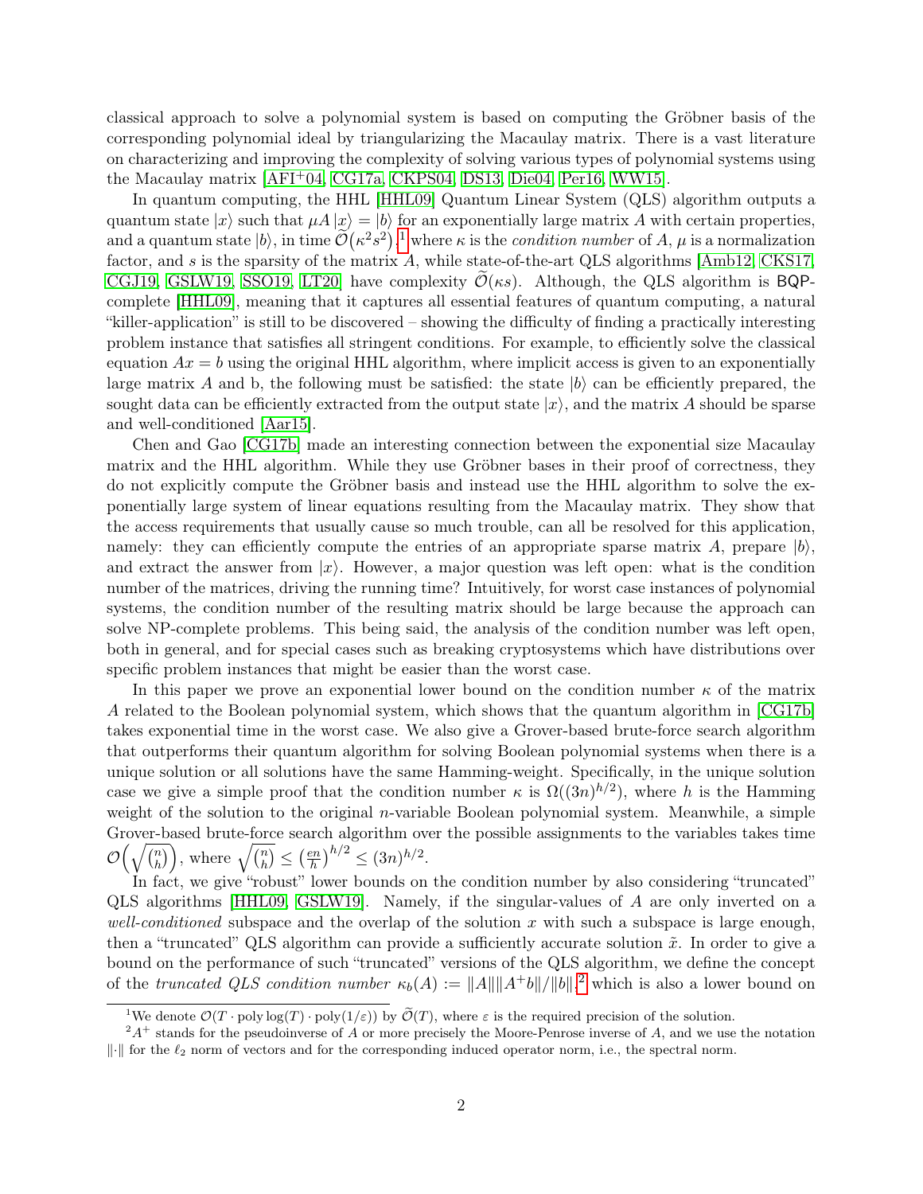classical approach to solve a polynomial system is based on computing the Gröbner basis of the corresponding polynomial ideal by triangularizing the Macaulay matrix. There is a vast literature on characterizing and improving the complexity of solving various types of polynomial systems using the Macaulay matrix [AFI+04, CG17a, CKPS04, DS13, Die04, Per16, WW15].

In quantum computing, the HHL [HHL09] Quantum Linear System (QLS) algorithm outputs a quantum state $|x\rangle$ such that $\mu A|x\rangle = |b\rangle$ for an exponentially large matrix $A$ with certain properties, and a quantum state $|b\rangle$, in time $\widetilde{\mathcal{O}}(\kappa^2 s^2)$,[1] where $\kappa$ is the *condition number* of $A$, $\mu$ is a normalization factor, and $s$ is the sparsity of the matrix $A$, while state-of-the-art QLS algorithms [Amb12, CKS17, CGJ19, GSLW19, SSO19, LT20] have complexity $\widetilde{\mathcal{O}}(\kappa s)$. Although, the QLS algorithm is BQP-complete [HHL09], meaning that it captures all essential features of quantum computing, a natural "killer-application" is still to be discovered – showing the difficulty of finding a practically interesting problem instance that satisfies all stringent conditions. For example, to efficiently solve the classical equation $Ax = b$ using the original HHL algorithm, where implicit access is given to an exponentially large matrix $A$ and b, the following must be satisfied: the state $|b\rangle$ can be efficiently prepared, the sought data can be efficiently extracted from the output state $|x\rangle$, and the matrix $A$ should be sparse and well-conditioned [Aar15].

Chen and Gao [CG17b] made an interesting connection between the exponential size Macaulay matrix and the HHL algorithm. While they use Gröbner bases in their proof of correctness, they do not explicitly compute the Gröbner basis and instead use the HHL algorithm to solve the exponentially large system of linear equations resulting from the Macaulay matrix. They show that the access requirements that usually cause so much trouble, can all be resolved for this application, namely: they can efficiently compute the entries of an appropriate sparse matrix $A$, prepare $|b\rangle$, and extract the answer from $|x\rangle$. However, a major question was left open: what is the condition number of the matrices, driving the running time? Intuitively, for worst case instances of polynomial systems, the condition number of the resulting matrix should be large because the approach can solve NP-complete problems. This being said, the analysis of the condition number was left open, both in general, and for special cases such as breaking cryptosystems which have distributions over specific problem instances that might be easier than the worst case.

In this paper we prove an exponential lower bound on the condition number $\kappa$ of the matrix $A$ related to the Boolean polynomial system, which shows that the quantum algorithm in [CG17b] takes exponential time in the worst case. We also give a Grover-based brute-force search algorithm that outperforms their quantum algorithm for solving Boolean polynomial systems when there is a unique solution or all solutions have the same Hamming-weight. Specifically, in the unique solution case we give a simple proof that the condition number $\kappa$ is $\Omega((3n)^{h/2})$, where $h$ is the Hamming weight of the solution to the original $n$-variable Boolean polynomial system. Meanwhile, a simple Grover-based brute-force search algorithm over the possible assignments to the variables takes time $\mathcal{O}\Big(\sqrt{\binom{n}{h}}\Big)$, where $\sqrt{\binom{n}{h}} \le \left(\frac{en}{h}\right)^{h/2} \le (3n)^{h/2}$.

In fact, we give "robust" lower bounds on the condition number by also considering "truncated" QLS algorithms [HHL09, GSLW19]. Namely, if the singular-values of $A$ are only inverted on a *well-conditioned* subspace and the overlap of the solution $x$ with such a subspace is large enough, then a "truncated" QLS algorithm can provide a sufficiently accurate solution $\tilde{x}$. In order to give a bound on the performance of such "truncated" versions of the QLS algorithm, we define the concept of the *truncated QLS condition number* $\kappa_b(A) := \|A\|\|A^+b\|/\|b\|$,[2] which is also a lower bound on

---

[1] We denote $\mathcal{O}(T \cdot \operatorname{poly}\log(T) \cdot \operatorname{poly}(1/\varepsilon))$ by $\widetilde{\mathcal{O}}(T)$, where $\varepsilon$ is the required precision of the solution.

[2] $A^+$ stands for the pseudoinverse of $A$ or more precisely the Moore-Penrose inverse of $A$, and we use the notation $\|\cdot\|$ for the $\ell_2$ norm of vectors and for the corresponding induced operator norm, i.e., the spectral norm.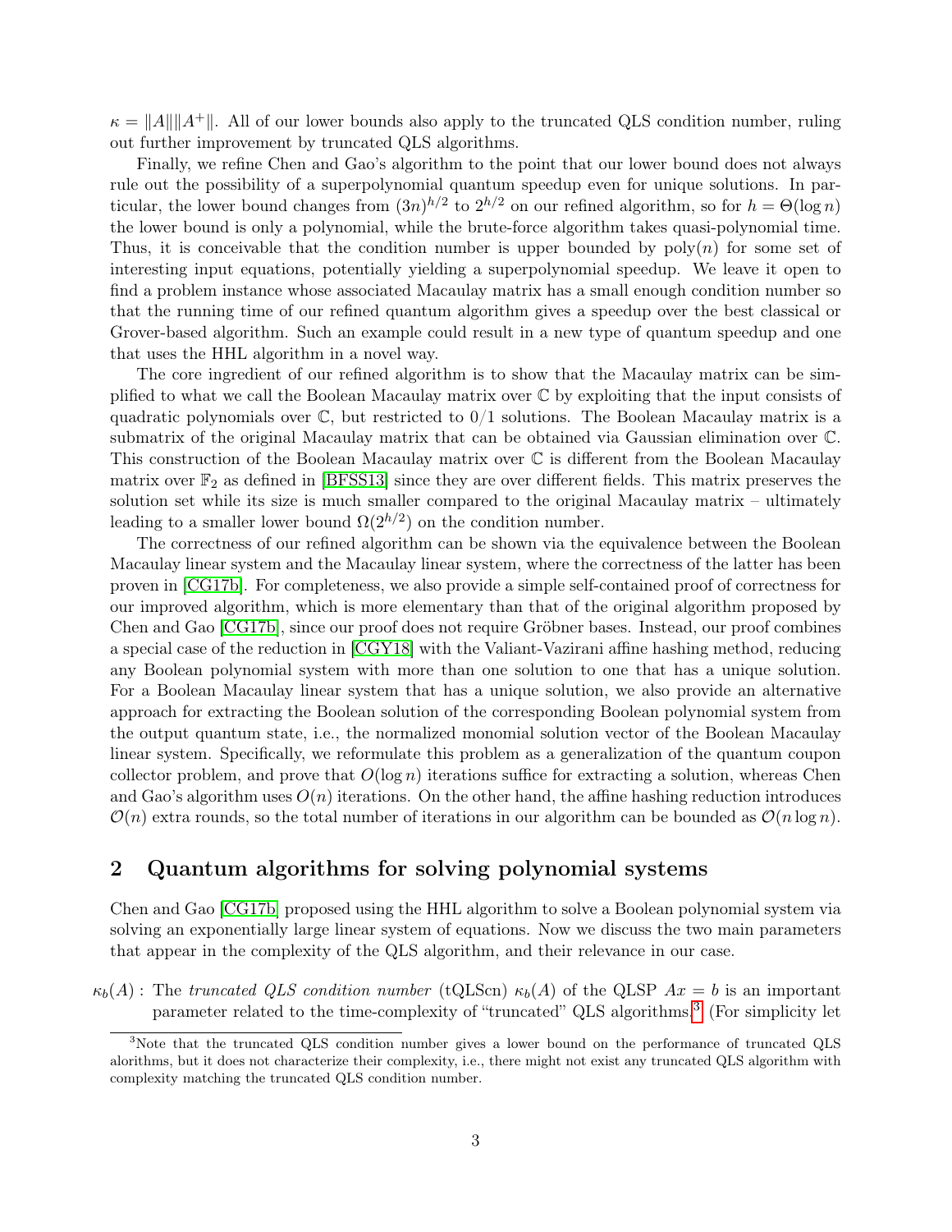$\kappa = \|A\|\|A^+\|$. All of our lower bounds also apply to the truncated QLS condition number, ruling out further improvement by truncated QLS algorithms.

Finally, we refine Chen and Gao's algorithm to the point that our lower bound does not always rule out the possibility of a superpolynomial quantum speedup even for unique solutions. In particular, the lower bound changes from $(3n)^{h/2}$ to $2^{h/2}$ on our refined algorithm, so for $h = \Theta(\log n)$ the lower bound is only a polynomial, while the brute-force algorithm takes quasi-polynomial time. Thus, it is conceivable that the condition number is upper bounded by $\mathrm{poly}(n)$ for some set of interesting input equations, potentially yielding a superpolynomial speedup. We leave it open to find a problem instance whose associated Macaulay matrix has a small enough condition number so that the running time of our refined quantum algorithm gives a speedup over the best classical or Grover-based algorithm. Such an example could result in a new type of quantum speedup and one that uses the HHL algorithm in a novel way.

The core ingredient of our refined algorithm is to show that the Macaulay matrix can be simplified to what we call the Boolean Macaulay matrix over $\mathbb{C}$ by exploiting that the input consists of quadratic polynomials over $\mathbb{C}$, but restricted to 0/1 solutions. The Boolean Macaulay matrix is a submatrix of the original Macaulay matrix that can be obtained via Gaussian elimination over $\mathbb{C}$. This construction of the Boolean Macaulay matrix over $\mathbb{C}$ is different from the Boolean Macaulay matrix over $\mathbb{F}_2$ as defined in [BFSS13] since they are over different fields. This matrix preserves the solution set while its size is much smaller compared to the original Macaulay matrix – ultimately leading to a smaller lower bound $\Omega(2^{h/2})$ on the condition number.

The correctness of our refined algorithm can be shown via the equivalence between the Boolean Macaulay linear system and the Macaulay linear system, where the correctness of the latter has been proven in [CG17b]. For completeness, we also provide a simple self-contained proof of correctness for our improved algorithm, which is more elementary than that of the original algorithm proposed by Chen and Gao [CG17b], since our proof does not require Gröbner bases. Instead, our proof combines a special case of the reduction in [CGY18] with the Valiant-Vazirani affine hashing method, reducing any Boolean polynomial system with more than one solution to one that has a unique solution. For a Boolean Macaulay linear system that has a unique solution, we also provide an alternative approach for extracting the Boolean solution of the corresponding Boolean polynomial system from the output quantum state, i.e., the normalized monomial solution vector of the Boolean Macaulay linear system. Specifically, we reformulate this problem as a generalization of the quantum coupon collector problem, and prove that $O(\log n)$ iterations suffice for extracting a solution, whereas Chen and Gao's algorithm uses $O(n)$ iterations. On the other hand, the affine hashing reduction introduces $\mathcal{O}(n)$ extra rounds, so the total number of iterations in our algorithm can be bounded as $\mathcal{O}(n \log n)$.

## 2 Quantum algorithms for solving polynomial systems

Chen and Gao [CG17b] proposed using the HHL algorithm to solve a Boolean polynomial system via solving an exponentially large linear system of equations. Now we discuss the two main parameters that appear in the complexity of the QLS algorithm, and their relevance in our case.

$\kappa_b(A)$ : The *truncated QLS condition number* (tQLScn) $\kappa_b(A)$ of the QLSP $Ax = b$ is an important parameter related to the time-complexity of "truncated" QLS algorithms.[3] (For simplicity let

[3] Note that the truncated QLS condition number gives a lower bound on the performance of truncated QLS alorithms, but it does not characterize their complexity, i.e., there might not exist any truncated QLS algorithm with complexity matching the truncated QLS condition number.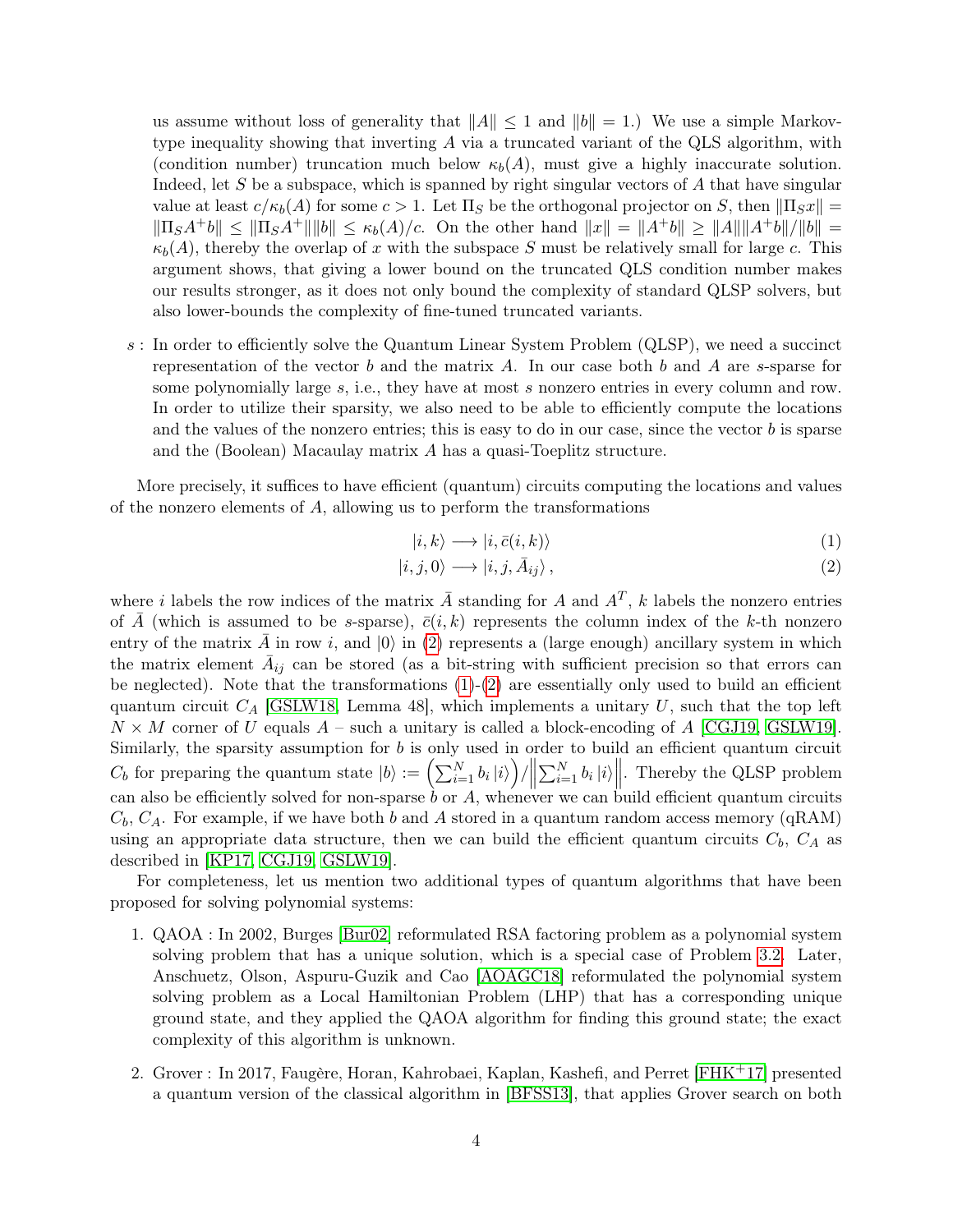us assume without loss of generality that $\|A\| \leq 1$ and $\|b\| = 1$.) We use a simple Markov-type inequality showing that inverting $A$ via a truncated variant of the QLS algorithm, with (condition number) truncation much below $\kappa_b(A)$, must give a highly inaccurate solution. Indeed, let $S$ be a subspace, which is spanned by right singular vectors of $A$ that have singular value at least $c/\kappa_b(A)$ for some $c > 1$. Let $\Pi_S$ be the orthogonal projector on $S$, then $\|\Pi_S x\| = \|\Pi_S A^+ b\| \leq \|\Pi_S A^+\| \|b\| \leq \kappa_b(A)/c$. On the other hand $\|x\| = \|A^+ b\| \geq \|A\| \|A^+ b\| / \|b\| = \kappa_b(A)$, thereby the overlap of $x$ with the subspace $S$ must be relatively small for large $c$. This argument shows, that giving a lower bound on the truncated QLS condition number makes our results stronger, as it does not only bound the complexity of standard QLSP solvers, but also lower-bounds the complexity of fine-tuned truncated variants.

$s$ : In order to efficiently solve the Quantum Linear System Problem (QLSP), we need a succinct representation of the vector $b$ and the matrix $A$. In our case both $b$ and $A$ are $s$-sparse for some polynomially large $s$, i.e., they have at most $s$ nonzero entries in every column and row. In order to utilize their sparsity, we also need to be able to efficiently compute the locations and the values of the nonzero entries; this is easy to do in our case, since the vector $b$ is sparse and the (Boolean) Macaulay matrix $A$ has a quasi-Toeplitz structure.

More precisely, it suffices to have efficient (quantum) circuits computing the locations and values of the nonzero elements of $A$, allowing us to perform the transformations

$$|i, k\rangle \longrightarrow |i, \bar{c}(i, k)\rangle \tag{1}$$

$$|i, j, 0\rangle \longrightarrow |i, j, \bar{A}_{ij}\rangle , \tag{2}$$

where $i$ labels the row indices of the matrix $\bar{A}$ standing for $A$ and $A^T$, $k$ labels the nonzero entries of $\bar{A}$ (which is assumed to be $s$-sparse), $\bar{c}(i, k)$ represents the column index of the $k$-th nonzero entry of the matrix $\bar{A}$ in row $i$, and $|0\rangle$ in (2) represents a (large enough) ancillary system in which the matrix element $\bar{A}_{ij}$ can be stored (as a bit-string with sufficient precision so that errors can be neglected). Note that the transformations (1)-(2) are essentially only used to build an efficient quantum circuit $C_A$ [GSLW18, Lemma 48], which implements a unitary $U$, such that the top left $N \times M$ corner of $U$ equals $A$ – such a unitary is called a block-encoding of $A$ [CGJ19, GSLW19]. Similarly, the sparsity assumption for $b$ is only used in order to build an efficient quantum circuit $C_b$ for preparing the quantum state $|b\rangle := \left(\sum_{i=1}^N b_i |i\rangle\right) / \left\| \sum_{i=1}^N b_i |i\rangle \right\|$. Thereby the QLSP problem can also be efficiently solved for non-sparse $b$ or $A$, whenever we can build efficient quantum circuits $C_b$, $C_A$. For example, if we have both $b$ and $A$ stored in a quantum random access memory (qRAM) using an appropriate data structure, then we can build the efficient quantum circuits $C_b$, $C_A$ as described in [KP17, CGJ19, GSLW19].

For completeness, let us mention two additional types of quantum algorithms that have been proposed for solving polynomial systems:

1. QAOA : In 2002, Burges [Bur02] reformulated RSA factoring problem as a polynomial system solving problem that has a unique solution, which is a special case of Problem 3.2. Later, Anschuetz, Olson, Aspuru-Guzik and Cao [AOAGC18] reformulated the polynomial system solving problem as a Local Hamiltonian Problem (LHP) that has a corresponding unique ground state, and they applied the QAOA algorithm for finding this ground state; the exact complexity of this algorithm is unknown.

2. Grover : In 2017, Faugère, Horan, Kahrobaei, Kaplan, Kashefi, and Perret [FHK+17] presented a quantum version of the classical algorithm in [BFSS13], that applies Grover search on both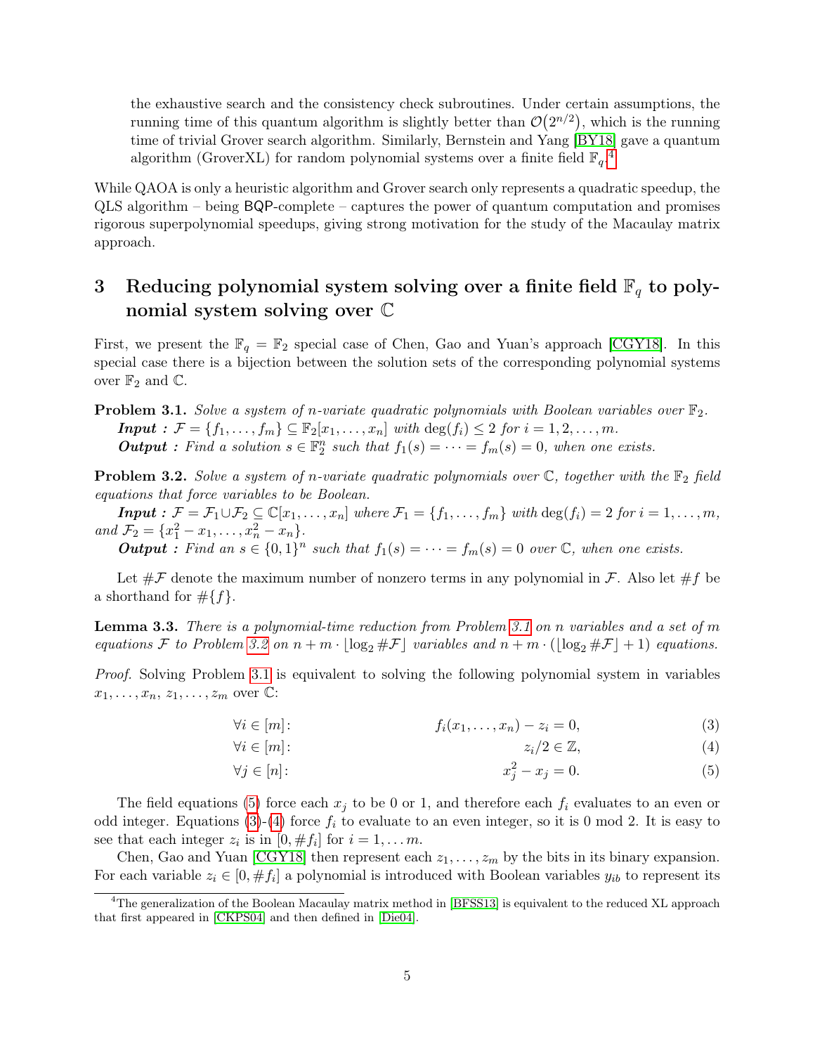the exhaustive search and the consistency check subroutines. Under certain assumptions, the running time of this quantum algorithm is slightly better than $\mathcal{O}(2^{n/2})$, which is the running time of trivial Grover search algorithm. Similarly, Bernstein and Yang [BY18] gave a quantum algorithm (GroverXL) for random polynomial systems over a finite field $\mathbb{F}_q$.[4]

While QAOA is only a heuristic algorithm and Grover search only represents a quadratic speedup, the QLS algorithm – being BQP-complete – captures the power of quantum computation and promises rigorous superpolynomial speedups, giving strong motivation for the study of the Macaulay matrix approach.

# 3 Reducing polynomial system solving over a finite field $\mathbb{F}_q$ to polynomial system solving over $\mathbb{C}$

First, we present the $\mathbb{F}_q = \mathbb{F}_2$ special case of Chen, Gao and Yuan's approach [CGY18]. In this special case there is a bijection between the solution sets of the corresponding polynomial systems over $\mathbb{F}_2$ and $\mathbb{C}$.

**Problem 3.1.** *Solve a system of n-variate quadratic polynomials with Boolean variables over $\mathbb{F}_2$.*
***Input :*** *$\mathcal{F} = \{f_1, \ldots, f_m\} \subseteq \mathbb{F}_2[x_1, \ldots, x_n]$ with $\deg(f_i) \leq 2$ for $i = 1, 2, \ldots, m$.*
***Output :*** *Find a solution $s \in \mathbb{F}_2^n$ such that $f_1(s) = \cdots = f_m(s) = 0$, when one exists.*

**Problem 3.2.** *Solve a system of n-variate quadratic polynomials over $\mathbb{C}$, together with the $\mathbb{F}_2$ field equations that force variables to be Boolean.*
***Input :*** *$\mathcal{F} = \mathcal{F}_1 \cup \mathcal{F}_2 \subseteq \mathbb{C}[x_1, \ldots, x_n]$ where $\mathcal{F}_1 = \{f_1, \ldots, f_m\}$ with $\deg(f_i) = 2$ for $i = 1, \ldots, m$, and $\mathcal{F}_2 = \{x_1^2 - x_1, \ldots, x_n^2 - x_n\}$.*
***Output :*** *Find an $s \in \{0,1\}^n$ such that $f_1(s) = \cdots = f_m(s) = 0$ over $\mathbb{C}$, when one exists.*

Let $\#\mathcal{F}$ denote the maximum number of nonzero terms in any polynomial in $\mathcal{F}$. Also let $\#f$ be a shorthand for $\#\{f\}$.

**Lemma 3.3.** *There is a polynomial-time reduction from Problem 3.1 on n variables and a set of m equations $\mathcal{F}$ to Problem 3.2 on $n + m \cdot \lfloor \log_2 \#\mathcal{F} \rfloor$ variables and $n + m \cdot (\lfloor \log_2 \#\mathcal{F} \rfloor + 1)$ equations.*

*Proof.* Solving Problem 3.1 is equivalent to solving the following polynomial system in variables $x_1, \ldots, x_n$, $z_1, \ldots, z_m$ over $\mathbb{C}$:

$$\forall i \in [m]: \qquad f_i(x_1, \ldots, x_n) - z_i = 0, \tag{3}$$

$$\forall i \in [m]: \qquad z_i/2 \in \mathbb{Z}, \tag{4}$$

$$\forall j \in [n]: \qquad x_j^2 - x_j = 0. \tag{5}$$

The field equations (5) force each $x_j$ to be 0 or 1, and therefore each $f_i$ evaluates to an even or odd integer. Equations (3)-(4) force $f_i$ to evaluate to an even integer, so it is 0 mod 2. It is easy to see that each integer $z_i$ is in $[0, \#f_i]$ for $i = 1, \ldots m$.

Chen, Gao and Yuan [CGY18] then represent each $z_1, \ldots, z_m$ by the bits in its binary expansion. For each variable $z_i \in [0, \#f_i]$ a polynomial is introduced with Boolean variables $y_{ib}$ to represent its

[4] The generalization of the Boolean Macaulay matrix method in [BFSS13] is equivalent to the reduced XL approach that first appeared in [CKPS04] and then defined in [Die04].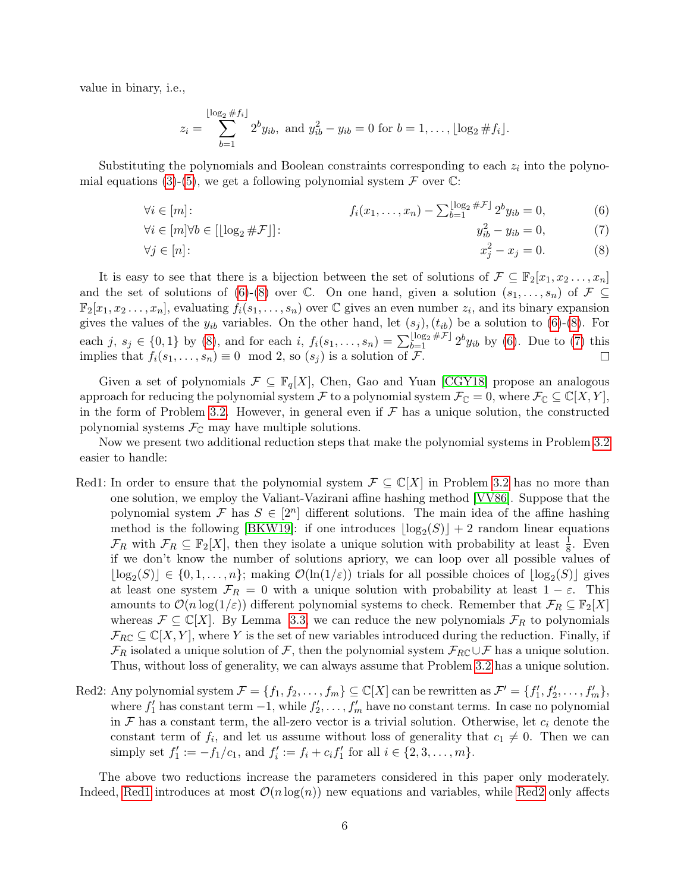value in binary, i.e.,

$$z_i = \sum_{b=1}^{\lfloor \log_2 \# f_i \rfloor} 2^b y_{ib}, \text{ and } y_{ib}^2 - y_{ib} = 0 \text{ for } b = 1, \ldots, \lfloor \log_2 \# f_i \rfloor.$$

Substituting the polynomials and Boolean constraints corresponding to each $z_i$ into the polynomial equations (3)-(5), we get a following polynomial system $\mathcal{F}$ over $\mathbb{C}$:

$$\forall i \in [m]: \quad f_i(x_1, \ldots, x_n) - \textstyle\sum_{b=1}^{\lfloor \log_2 \# \mathcal{F} \rfloor} 2^b y_{ib} = 0, \tag{6}$$

$$\forall i \in [m] \forall b \in [\lfloor \log_2 \# \mathcal{F} \rfloor]: \quad y_{ib}^2 - y_{ib} = 0, \tag{7}$$

$$\forall j \in [n]: \quad x_j^2 - x_j = 0. \tag{8}$$

It is easy to see that there is a bijection between the set of solutions of $\mathcal{F} \subseteq \mathbb{F}_2[x_1, x_2 \ldots, x_n]$ and the set of solutions of (6)-(8) over $\mathbb{C}$. On one hand, given a solution $(s_1, \ldots, s_n)$ of $\mathcal{F} \subseteq \mathbb{F}_2[x_1, x_2 \ldots, x_n]$, evaluating $f_i(s_1, \ldots, s_n)$ over $\mathbb{C}$ gives an even number $z_i$, and its binary expansion gives the values of the $y_{ib}$ variables. On the other hand, let $(s_j), (t_{ib})$ be a solution to (6)-(8). For each $j$, $s_j \in \{0, 1\}$ by (8), and for each $i$, $f_i(s_1, \ldots, s_n) = \sum_{b=1}^{\lfloor \log_2 \# \mathcal{F} \rfloor} 2^b y_{ib}$ by (6). Due to (7) this implies that $f_i(s_1, \ldots, s_n) \equiv 0 \mod 2$, so $(s_j)$ is a solution of $\mathcal{F}$. □

Given a set of polynomials $\mathcal{F} \subseteq \mathbb{F}_q[X]$, Chen, Gao and Yuan [CGY18] propose an analogous approach for reducing the polynomial system $\mathcal{F}$ to a polynomial system $\mathcal{F}_{\mathbb{C}} = 0$, where $\mathcal{F}_{\mathbb{C}} \subseteq \mathbb{C}[X, Y]$, in the form of Problem 3.2. However, in general even if $\mathcal{F}$ has a unique solution, the constructed polynomial systems $\mathcal{F}_{\mathbb{C}}$ may have multiple solutions.

Now we present two additional reduction steps that make the polynomial systems in Problem 3.2 easier to handle:

- Red1: In order to ensure that the polynomial system $\mathcal{F} \subseteq \mathbb{C}[X]$ in Problem 3.2 has no more than one solution, we employ the Valiant-Vazirani affine hashing method [VV86]. Suppose that the polynomial system $\mathcal{F}$ has $S \in [2^n]$ different solutions. The main idea of the affine hashing method is the following [BKW19]: if one introduces $\lfloor \log_2(S) \rfloor + 2$ random linear equations $\mathcal{F}_R$ with $\mathcal{F}_R \subseteq \mathbb{F}_2[X]$, then they isolate a unique solution with probability at least $\frac{1}{8}$. Even if we don't know the number of solutions apriory, we can loop over all possible values of $\lfloor \log_2(S) \rfloor \in \{0, 1, \ldots, n\}$; making $\mathcal{O}(\ln(1/\varepsilon))$ trials for all possible choices of $\lfloor \log_2(S) \rfloor$ gives at least one system $\mathcal{F}_R = 0$ with a unique solution with probability at least $1 - \varepsilon$. This amounts to $\mathcal{O}(n \log(1/\varepsilon))$ different polynomial systems to check. Remember that $\mathcal{F}_R \subseteq \mathbb{F}_2[X]$ whereas $\mathcal{F} \subseteq \mathbb{C}[X]$. By Lemma 3.3 we can reduce the new polynomials $\mathcal{F}_R$ to polynomials $\mathcal{F}_{R\mathbb{C}} \subseteq \mathbb{C}[X, Y]$, where $Y$ is the set of new variables introduced during the reduction. Finally, if $\mathcal{F}_R$ isolated a unique solution of $\mathcal{F}$, then the polynomial system $\mathcal{F}_{R\mathbb{C}} \cup \mathcal{F}$ has a unique solution. Thus, without loss of generality, we can always assume that Problem 3.2 has a unique solution.
- Red2: Any polynomial system $\mathcal{F} = \{f_1, f_2, \ldots, f_m\} \subseteq \mathbb{C}[X]$ can be rewritten as $\mathcal{F}' = \{f'_1, f'_2, \ldots, f'_m\}$, where $f'_1$ has constant term $-1$, while $f'_2, \ldots, f'_m$ have no constant terms. In case no polynomial in $\mathcal{F}$ has a constant term, the all-zero vector is a trivial solution. Otherwise, let $c_i$ denote the constant term of $f_i$, and let us assume without loss of generality that $c_1 \neq 0$. Then we can simply set $f'_1 := -f_1/c_1$, and $f'_i := f_i + c_i f'_1$ for all $i \in \{2, 3, \ldots, m\}$.

The above two reductions increase the parameters considered in this paper only moderately. Indeed, Red1 introduces at most $\mathcal{O}(n \log(n))$ new equations and variables, while Red2 only affects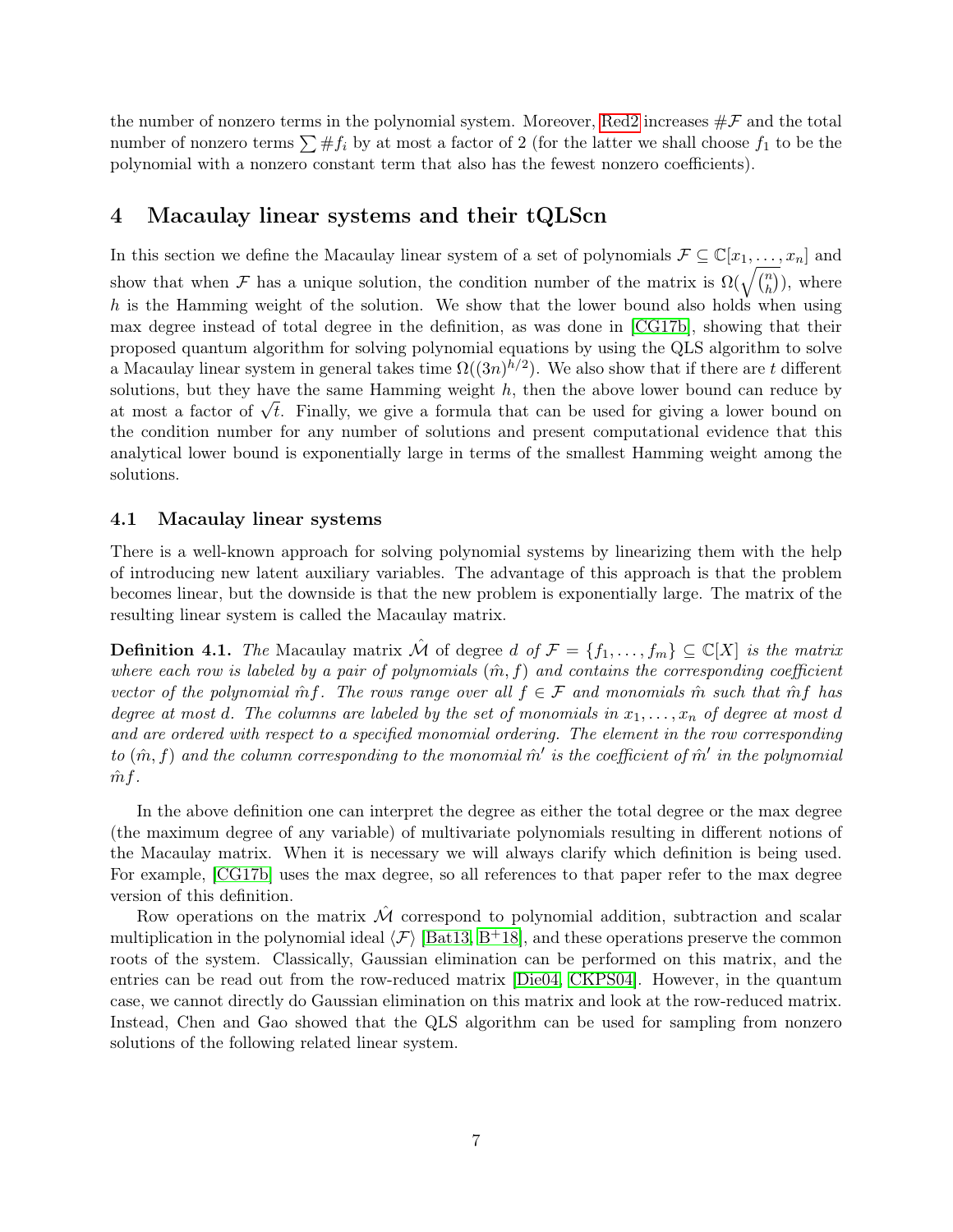the number of nonzero terms in the polynomial system. Moreover, Red2 increases $\#\mathcal{F}$ and the total number of nonzero terms $\sum \#f_i$ by at most a factor of 2 (for the latter we shall choose $f_1$ to be the polynomial with a nonzero constant term that also has the fewest nonzero coefficients).

## 4 Macaulay linear systems and their tQLScn

In this section we define the Macaulay linear system of a set of polynomials $\mathcal{F} \subseteq \mathbb{C}[x_1, \ldots, x_n]$ and show that when $\mathcal{F}$ has a unique solution, the condition number of the matrix is $\Omega(\sqrt{\binom{n}{h}})$, where $h$ is the Hamming weight of the solution. We show that the lower bound also holds when using max degree instead of total degree in the definition, as was done in [CG17b], showing that their proposed quantum algorithm for solving polynomial equations by using the QLS algorithm to solve a Macaulay linear system in general takes time $\Omega((3n)^{h/2})$. We also show that if there are $t$ different solutions, but they have the same Hamming weight $h$, then the above lower bound can reduce by at most a factor of $\sqrt{t}$. Finally, we give a formula that can be used for giving a lower bound on the condition number for any number of solutions and present computational evidence that this analytical lower bound is exponentially large in terms of the smallest Hamming weight among the solutions.

### 4.1 Macaulay linear systems

There is a well-known approach for solving polynomial systems by linearizing them with the help of introducing new latent auxiliary variables. The advantage of this approach is that the problem becomes linear, but the downside is that the new problem is exponentially large. The matrix of the resulting linear system is called the Macaulay matrix.

**Definition 4.1.** *The* Macaulay matrix $\hat{\mathcal{M}}$ of degree $d$ *of* $\mathcal{F} = \{f_1, \ldots, f_m\} \subseteq \mathbb{C}[X]$ *is the matrix where each row is labeled by a pair of polynomials* $(\hat{m}, f)$ *and contains the corresponding coefficient vector of the polynomial* $\hat{m}f$*. The rows range over all* $f \in \mathcal{F}$ *and monomials* $\hat{m}$ *such that* $\hat{m}f$ *has degree at most* $d$*. The columns are labeled by the set of monomials in* $x_1, \ldots, x_n$ *of degree at most* $d$ *and are ordered with respect to a specified monomial ordering. The element in the row corresponding to* $(\hat{m}, f)$ *and the column corresponding to the monomial* $\hat{m}'$ *is the coefficient of* $\hat{m}'$ *in the polynomial* $\hat{m}f$*.*

In the above definition one can interpret the degree as either the total degree or the max degree (the maximum degree of any variable) of multivariate polynomials resulting in different notions of the Macaulay matrix. When it is necessary we will always clarify which definition is being used. For example, [CG17b] uses the max degree, so all references to that paper refer to the max degree version of this definition.

Row operations on the matrix $\hat{\mathcal{M}}$ correspond to polynomial addition, subtraction and scalar multiplication in the polynomial ideal $\langle \mathcal{F} \rangle$ [Bat13, B+18], and these operations preserve the common roots of the system. Classically, Gaussian elimination can be performed on this matrix, and the entries can be read out from the row-reduced matrix [Die04, CKPS04]. However, in the quantum case, we cannot directly do Gaussian elimination on this matrix and look at the row-reduced matrix. Instead, Chen and Gao showed that the QLS algorithm can be used for sampling from nonzero solutions of the following related linear system.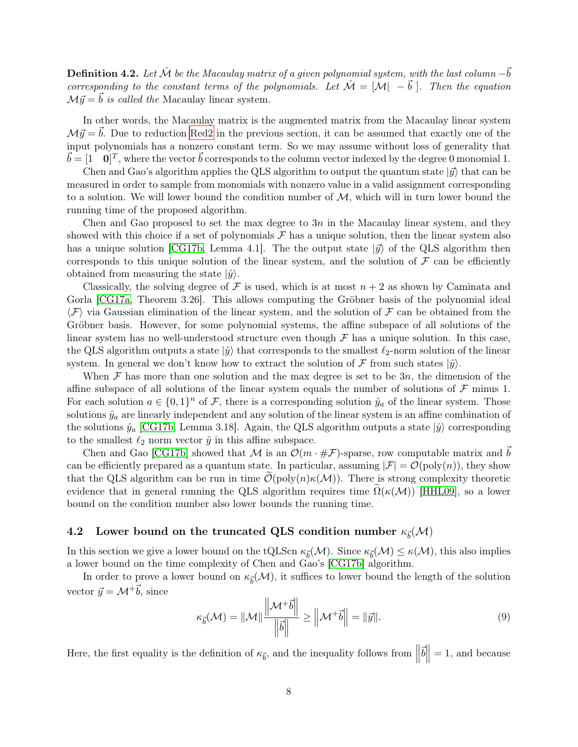**Definition 4.2.** *Let $\hat{\mathcal{M}}$ be the Macaulay matrix of a given polynomial system, with the last column $-\vec{b}$ corresponding to the constant terms of the polynomials. Let $\hat{\mathcal{M}} = [\mathcal{M}| \ -\vec{b}\ ]$. Then the equation $\mathcal{M}\vec{y} = \vec{b}$ is called the* Macaulay linear system*.*

In other words, the Macaulay matrix is the augmented matrix from the Macaulay linear system $\mathcal{M}\vec{y} = \vec{b}$. Due to reduction Red2 in the previous section, it can be assumed that exactly one of the input polynomials has a nonzero constant term. So we may assume without loss of generality that $\vec{b} = [1 \quad \mathbf{0}]^T$, where the vector $\vec{b}$ corresponds to the column vector indexed by the degree 0 monomial 1.

Chen and Gao's algorithm applies the QLS algorithm to output the quantum state $|\vec{y}\rangle$ that can be measured in order to sample from monomials with nonzero value in a valid assignment corresponding to a solution. We will lower bound the condition number of $\mathcal{M}$, which will in turn lower bound the running time of the proposed algorithm.

Chen and Gao proposed to set the max degree to $3n$ in the Macaulay linear system, and they showed with this choice if a set of polynomials $\mathcal{F}$ has a unique solution, then the linear system also has a unique solution [CG17b, Lemma 4.1]. The the output state $|\vec{y}\rangle$ of the QLS algorithm then corresponds to this unique solution of the linear system, and the solution of $\mathcal{F}$ can be efficiently obtained from measuring the state $|\hat{y}\rangle$.

Classically, the solving degree of $\mathcal{F}$ is used, which is at most $n+2$ as shown by Caminata and Gorla [CG17a, Theorem 3.26]. This allows computing the Gröbner basis of the polynomial ideal $\langle\mathcal{F}\rangle$ via Gaussian elimination of the linear system, and the solution of $\mathcal{F}$ can be obtained from the Gröbner basis. However, for some polynomial systems, the affine subspace of all solutions of the linear system has no well-understood structure even though $\mathcal{F}$ has a unique solution. In this case, the QLS algorithm outputs a state $|\hat{y}\rangle$ that corresponds to the smallest $\ell_2$-norm solution of the linear system. In general we don't know how to extract the solution of $\mathcal{F}$ from such states $|\hat{y}\rangle$.

When $\mathcal{F}$ has more than one solution and the max degree is set to be $3n$, the dimension of the affine subspace of all solutions of the linear system equals the number of solutions of $\mathcal{F}$ minus 1. For each solution $a \in \{0,1\}^n$ of $\mathcal{F}$, there is a corresponding solution $\hat{y}_a$ of the linear system. Those solutions $\hat{y}_a$ are linearly independent and any solution of the linear system is an affine combination of the solutions $\hat{y}_a$ [CG17b, Lemma 3.18]. Again, the QLS algorithm outputs a state $|\hat{y}\rangle$ corresponding to the smallest $\ell_2$ norm vector $\hat{y}$ in this affine subspace.

Chen and Gao [CG17b] showed that $\mathcal{M}$ is an $\mathcal{O}(m \cdot \#\mathcal{F})$-sparse, row computable matrix and $\vec{b}$ can be efficiently prepared as a quantum state. In particular, assuming $|\mathcal{F}| = \mathcal{O}(\mathrm{poly}(n))$, they show that the QLS algorithm can be run in time $\widetilde{\mathcal{O}}(\mathrm{poly}(n)\kappa(\mathcal{M}))$. There is strong complexity theoretic evidence that in general running the QLS algorithm requires time $\widetilde{\Omega}(\kappa(\mathcal{M}))$ [HHL09], so a lower bound on the condition number also lower bounds the running time.

## 4.2 Lower bound on the truncated QLS condition number $\kappa_{\vec{b}}(\mathcal{M})$

In this section we give a lower bound on the tQLScn $\kappa_{\vec{b}}(\mathcal{M})$. Since $\kappa_{\vec{b}}(\mathcal{M}) \leq \kappa(\mathcal{M})$, this also implies a lower bound on the time complexity of Chen and Gao's [CG17b] algorithm.

In order to prove a lower bound on $\kappa_{\vec{b}}(\mathcal{M})$, it suffices to lower bound the length of the solution vector $\vec{y} = \mathcal{M}^+\vec{b}$, since

$$\kappa_{\vec{b}}(\mathcal{M}) = \|\mathcal{M}\| \frac{\left\|\mathcal{M}^+\vec{b}\right\|}{\left\|\vec{b}\right\|} \geq \left\|\mathcal{M}^+\vec{b}\right\| = \|\vec{y}\|. \tag{9}$$

Here, the first equality is the definition of $\kappa_{\vec{b}}$, and the inequality follows from $\left\|\vec{b}\right\| = 1$, and because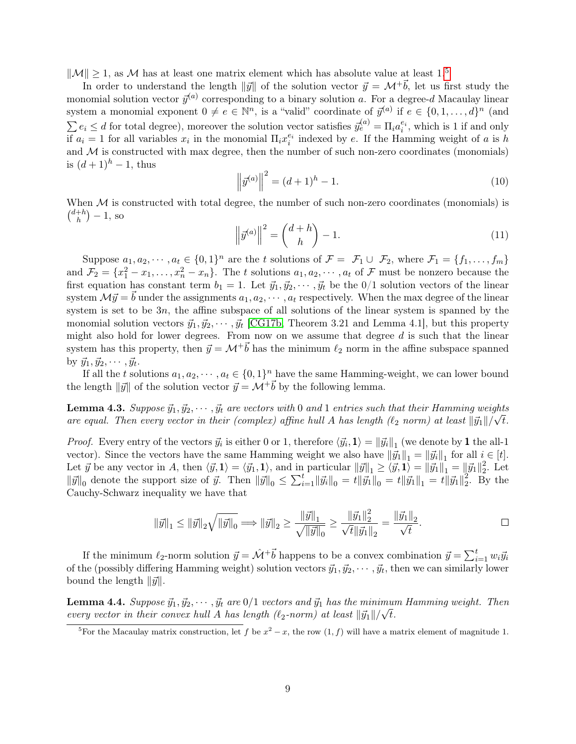$\|\mathcal{M}\| \geq 1$, as $\mathcal{M}$ has at least one matrix element which has absolute value at least 1.[5]

In order to understand the length $\|\vec{y}\|$ of the solution vector $\vec{y} = \mathcal{M}^{+}\vec{b}$, let us first study the monomial solution vector $\vec{y}^{(a)}$ corresponding to a binary solution $a$. For a degree-$d$ Macaulay linear system a monomial exponent $0 \neq e \in \mathbb{N}^n$, is a "valid" coordinate of $\vec{y}^{(a)}$ if $e \in \{0, 1, \ldots, d\}^n$ (and $\sum e_i \leq d$ for total degree), moreover the solution vector satisfies $\vec{y}^{(a)}_e = \Pi_i a_i^{e_i}$, which is 1 if and only if $a_i = 1$ for all variables $x_i$ in the monomial $\Pi_i x_i^{e_i}$ indexed by $e$. If the Hamming weight of $a$ is $h$ and $\mathcal{M}$ is constructed with max degree, then the number of such non-zero coordinates (monomials) is $(d+1)^h - 1$, thus

$$\left\|\vec{y}^{(a)}\right\|^2 = (d+1)^h - 1. \tag{10}$$

When $\mathcal{M}$ is constructed with total degree, the number of such non-zero coordinates (monomials) is $\binom{d+h}{h} - 1$, so

$$\left\|\vec{y}^{(a)}\right\|^2 = \binom{d+h}{h} - 1. \tag{11}$$

Suppose $a_1, a_2, \cdots, a_t \in \{0,1\}^n$ are the $t$ solutions of $\mathcal{F} = \mathcal{F}_1 \cup \mathcal{F}_2$, where $\mathcal{F}_1 = \{f_1, \ldots, f_m\}$ and $\mathcal{F}_2 = \{x_1^2 - x_1, \ldots, x_n^2 - x_n\}$. The $t$ solutions $a_1, a_2, \cdots, a_t$ of $\mathcal{F}$ must be nonzero because the first equation has constant term $b_1 = 1$. Let $\vec{y}_1, \vec{y}_2, \cdots, \vec{y}_t$ be the 0/1 solution vectors of the linear system $\mathcal{M}\vec{y} = \vec{b}$ under the assignments $a_1, a_2, \cdots, a_t$ respectively. When the max degree of the linear system is set to be $3n$, the affine subspace of all solutions of the linear system is spanned by the monomial solution vectors $\vec{y}_1, \vec{y}_2, \cdots, \vec{y}_t$ [CG17b, Theorem 3.21 and Lemma 4.1], but this property might also hold for lower degrees. From now on we assume that degree $d$ is such that the linear system has this property, then $\vec{y} = \mathcal{M}^{+}\vec{b}$ has the minimum $\ell_2$ norm in the affine subspace spanned by $\vec{y}_1, \vec{y}_2, \cdots, \vec{y}_t$.

If all the $t$ solutions $a_1, a_2, \cdots, a_t \in \{0,1\}^n$ have the same Hamming-weight, we can lower bound the length $\|\vec{y}\|$ of the solution vector $\vec{y} = \mathcal{M}^{+}\vec{b}$ by the following lemma.

**Lemma 4.3.** *Suppose $\vec{y}_1, \vec{y}_2, \cdots, \vec{y}_t$ are vectors with 0 and 1 entries such that their Hamming weights are equal. Then every vector in their (complex) affine hull $A$ has length ($\ell_2$ norm) at least $\|\vec{y}_1\|/\sqrt{t}$.*

*Proof.* Every entry of the vectors $\vec{y}_i$ is either 0 or 1, therefore $\langle \vec{y}_i, \mathbf{1} \rangle = \|\vec{y}_i\|_1$ (we denote by $\mathbf{1}$ the all-1 vector). Since the vectors have the same Hamming weight we also have $\|\vec{y}_1\|_1 = \|\vec{y}_i\|_1$ for all $i \in [t]$. Let $\vec{y}$ be any vector in $A$, then $\langle \vec{y}, \mathbf{1} \rangle = \langle \vec{y}_1, \mathbf{1} \rangle$, and in particular $\|\vec{y}\|_1 \geq \langle \vec{y}, \mathbf{1} \rangle = \|\vec{y}_1\|_1 = \|\vec{y}_1\|_2^2$. Let $\|\vec{y}\|_0$ denote the support size of $\vec{y}$. Then $\|\vec{y}\|_0 \leq \sum_{i=1}^t \|\vec{y}_i\|_0 = t\|\vec{y}_1\|_0 = t\|\vec{y}_1\|_1 = t\|\vec{y}_1\|_2^2$. By the Cauchy-Schwarz inequality we have that

$$\|\vec{y}\|_1 \leq \|\vec{y}\|_2 \sqrt{\|\vec{y}\|_0} \Longrightarrow \|\vec{y}\|_2 \geq \frac{\|\vec{y}\|_1}{\sqrt{\|\vec{y}\|_0}} \geq \frac{\|\vec{y}_1\|_2^2}{\sqrt{t}\|\vec{y}_1\|_2} = \frac{\|\vec{y}_1\|_2}{\sqrt{t}}.$$

∎

If the minimum $\ell_2$-norm solution $\vec{y} = \hat{\mathcal{M}}^{+}\vec{b}$ happens to be a convex combination $\vec{y} = \sum_{i=1}^t w_i \vec{y}_i$ of the (possibly differing Hamming weight) solution vectors $\vec{y}_1, \vec{y}_2, \cdots, \vec{y}_t$, then we can similarly lower bound the length $\|\vec{y}\|$.

**Lemma 4.4.** *Suppose $\vec{y}_1, \vec{y}_2, \cdots, \vec{y}_t$ are 0/1 vectors and $\vec{y}_1$ has the minimum Hamming weight. Then every vector in their convex hull $A$ has length ($\ell_2$-norm) at least $\|\vec{y}_1\|/\sqrt{t}$.*

[5] For the Macaulay matrix construction, let $f$ be $x^2 - x$, the row $(1, f)$ will have a matrix element of magnitude 1.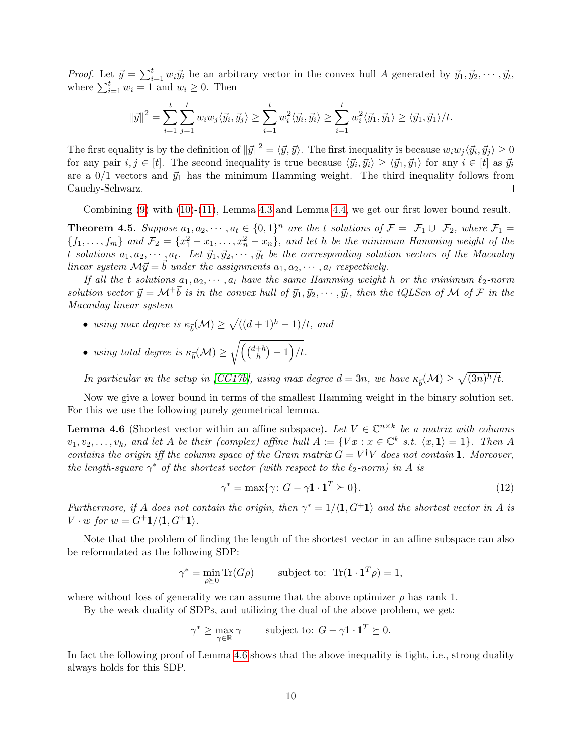*Proof.* Let $\vec{y} = \sum_{i=1}^{t} w_i \vec{y}_i$ be an arbitrary vector in the convex hull $A$ generated by $\vec{y}_1, \vec{y}_2, \cdots, \vec{y}_t$, where $\sum_{i=1}^{t} w_i = 1$ and $w_i \geq 0$. Then

$$\|\vec{y}\|^2 = \sum_{i=1}^{t} \sum_{j=1}^{t} w_i w_j \langle \vec{y}_i, \vec{y}_j \rangle \geq \sum_{i=1}^{t} w_i^2 \langle \vec{y}_i, \vec{y}_i \rangle \geq \sum_{i=1}^{t} w_i^2 \langle \vec{y}_1, \vec{y}_1 \rangle \geq \langle \vec{y}_1, \vec{y}_1 \rangle / t.$$

The first equality is by the definition of $\|\vec{y}\|^2 = \langle \vec{y}, \vec{y} \rangle$. The first inequality is because $w_i w_j \langle \vec{y}_i, \vec{y}_j \rangle \geq 0$ for any pair $i, j \in [t]$. The second inequality is true because $\langle \vec{y}_i, \vec{y}_i \rangle \geq \langle \vec{y}_1, \vec{y}_1 \rangle$ for any $i \in [t]$ as $\vec{y}_i$ are a 0/1 vectors and $\vec{y}_1$ has the minimum Hamming weight. The third inequality follows from Cauchy-Schwarz. $\square$

Combining (9) with (10)-(11), Lemma 4.3 and Lemma 4.4, we get our first lower bound result.

**Theorem 4.5.** *Suppose $a_1, a_2, \cdots, a_t \in \{0,1\}^n$ are the $t$ solutions of $\mathcal{F} = \mathcal{F}_1 \cup \mathcal{F}_2$, where $\mathcal{F}_1 = \{f_1, \ldots, f_m\}$ and $\mathcal{F}_2 = \{x_1^2 - x_1, \ldots, x_n^2 - x_n\}$, and let $h$ be the minimum Hamming weight of the $t$ solutions $a_1, a_2, \cdots, a_t$. Let $\vec{y}_1, \vec{y}_2, \cdots, \vec{y}_t$ be the corresponding solution vectors of the Macaulay linear system $\mathcal{M}\vec{y} = \vec{b}$ under the assignments $a_1, a_2, \cdots, a_t$ respectively.*

*If all the $t$ solutions $a_1, a_2, \cdots, a_t$ have the same Hamming weight $h$ or the minimum $\ell_2$-norm solution vector $\vec{y} = \mathcal{M}^+\vec{b}$ is in the convex hull of $\vec{y}_1, \vec{y}_2, \cdots, \vec{y}_t$, then the tQLScn of $\mathcal{M}$ of $\mathcal{F}$ in the Macaulay linear system*

- *using max degree is $\kappa_{\vec{b}}(\mathcal{M}) \geq \sqrt{((d+1)^h - 1)/t}$, and*
- *using total degree is $\kappa_{\vec{b}}(\mathcal{M}) \geq \sqrt{\left(\binom{d+h}{h} - 1\right)/t}$.*

*In particular in the setup in [CG17b], using max degree $d = 3n$, we have $\kappa_{\vec{b}}(\mathcal{M}) \geq \sqrt{(3n)^h/t}$.*

Now we give a lower bound in terms of the smallest Hamming weight in the binary solution set. For this we use the following purely geometrical lemma.

**Lemma 4.6** (Shortest vector within an affine subspace)**.** *Let $V \in \mathbb{C}^{n\times k}$ be a matrix with columns $v_1, v_2, \ldots, v_k$, and let $A$ be their (complex) affine hull $A := \{Vx : x \in \mathbb{C}^k \text{ s.t. } \langle x, \mathbf{1}\rangle = 1\}$. Then $A$ contains the origin iff the column space of the Gram matrix $G = V^\dagger V$ does not contain $\mathbf{1}$. Moreover, the length-square $\gamma^*$ of the shortest vector (with respect to the $\ell_2$-norm) in $A$ is*

$$\gamma^* = \max\{\gamma \colon G - \gamma \mathbf{1} \cdot \mathbf{1}^T \succeq 0\}. \tag{12}$$

*Furthermore, if $A$ does not contain the origin, then $\gamma^* = 1/\langle \mathbf{1}, G^+\mathbf{1}\rangle$ and the shortest vector in $A$ is $V \cdot w$ for $w = G^+\mathbf{1}/\langle \mathbf{1}, G^+\mathbf{1}\rangle$.*

Note that the problem of finding the length of the shortest vector in an affine subspace can also be reformulated as the following SDP:

$$\gamma^* = \min_{\rho \succeq 0} \mathrm{Tr}(G\rho) \qquad \text{subject to: } \mathrm{Tr}(\mathbf{1} \cdot \mathbf{1}^T \rho) = 1,$$

where without loss of generality we can assume that the above optimizer $\rho$ has rank 1.

By the weak duality of SDPs, and utilizing the dual of the above problem, we get:

$$\gamma^* \geq \max_{\gamma \in \mathbb{R}} \gamma \qquad \text{subject to: } G - \gamma \mathbf{1} \cdot \mathbf{1}^T \succeq 0.$$

In fact the following proof of Lemma 4.6 shows that the above inequality is tight, i.e., strong duality always holds for this SDP.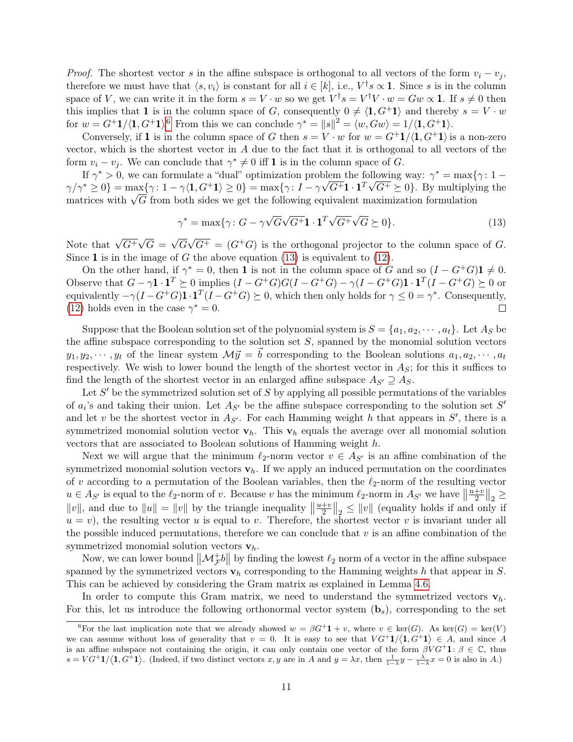*Proof.* The shortest vector $s$ in the affine subspace is orthogonal to all vectors of the form $v_i - v_j$, therefore we must have that $\langle s, v_i \rangle$ is constant for all $i \in [k]$, i.e., $V^\dagger s \propto \mathbf{1}$. Since $s$ is in the column space of $V$, we can write it in the form $s = V \cdot w$ so we get $V^\dagger s = V^\dagger V \cdot w = Gw \propto \mathbf{1}$. If $s \neq 0$ then this implies that $\mathbf{1}$ is in the column space of $G$, consequently $0 \neq \langle \mathbf{1}, G^+\mathbf{1} \rangle$ and thereby $s = V \cdot w$ for $w = G^+\mathbf{1}/\langle \mathbf{1}, G^+\mathbf{1} \rangle$.[6] From this we can conclude $\gamma^* = \|s\|^2 = \langle w, Gw \rangle = 1/\langle \mathbf{1}, G^+\mathbf{1} \rangle$.

Conversely, if $\mathbf{1}$ is in the column space of $G$ then $s = V \cdot w$ for $w = G^+\mathbf{1}/\langle \mathbf{1}, G^+\mathbf{1} \rangle$ is a non-zero vector, which is the shortest vector in $A$ due to the fact that it is orthogonal to all vectors of the form $v_i - v_j$. We can conclude that $\gamma^* \neq 0$ iff $\mathbf{1}$ is in the column space of $G$.

If $\gamma^* > 0$, we can formulate a "dual" optimization problem the following way: $\gamma^* = \max\{\gamma \colon 1 - \gamma/\gamma^* \geq 0\} = \max\{\gamma \colon 1 - \gamma\langle \mathbf{1}, G^+\mathbf{1} \rangle \geq 0\} = \max\{\gamma \colon I - \gamma\sqrt{G^+}\mathbf{1} \cdot \mathbf{1}^T\sqrt{G^+} \succeq 0\}$. By multiplying the matrices with $\sqrt{G}$ from both sides we get the following equivalent maximization formulation

$$\gamma^* = \max\{\gamma \colon G - \gamma\sqrt{G}\sqrt{G^+}\mathbf{1} \cdot \mathbf{1}^T\sqrt{G^+}\sqrt{G} \succeq 0\}. \tag{13}$$

Note that $\sqrt{G^+}\sqrt{G} = \sqrt{G}\sqrt{G^+} = (G^+G)$ is the orthogonal projector to the column space of $G$. Since $\mathbf{1}$ is in the image of $G$ the above equation (13) is equivalent to (12).

On the other hand, if $\gamma^* = 0$, then $\mathbf{1}$ is not in the column space of $G$ and so $(I - G^+G)\mathbf{1} \neq 0$. Observe that $G - \gamma\mathbf{1} \cdot \mathbf{1}^T \succeq 0$ implies $(I - G^+G)G(I - G^+G) - \gamma(I - G^+G)\mathbf{1} \cdot \mathbf{1}^T(I - G^+G) \succeq 0$ or equivalently $-\gamma(I - G^+G)\mathbf{1} \cdot \mathbf{1}^T(I - G^+G) \succeq 0$, which then only holds for $\gamma \leq 0 = \gamma^*$. Consequently, (12) holds even in the case $\gamma^* = 0$. ∎

Suppose that the Boolean solution set of the polynomial system is $S = \{a_1, a_2, \cdots, a_t\}$. Let $A_S$ be the affine subspace corresponding to the solution set $S$, spanned by the monomial solution vectors $y_1, y_2, \cdots, y_t$ of the linear system $\mathcal{M}\vec{y} = \vec{b}$ corresponding to the Boolean solutions $a_1, a_2, \cdots, a_t$ respectively. We wish to lower bound the length of the shortest vector in $A_S$; for this it suffices to find the length of the shortest vector in an enlarged affine subspace $A_{S'} \supseteq A_S$.

Let $S'$ be the symmetrized solution set of $S$ by applying all possible permutations of the variables of $a_i$'s and taking their union. Let $A_{S'}$ be the affine subspace corresponding to the solution set $S'$ and let $v$ be the shortest vector in $A_{S'}$. For each Hamming weight $h$ that appears in $S'$, there is a symmetrized monomial solution vector $\mathbf{v}_h$. This $\mathbf{v}_h$ equals the average over all monomial solution vectors that are associated to Boolean solutions of Hamming weight $h$.

Next we will argue that the minimum $\ell_2$-norm vector $v \in A_{S'}$ is an affine combination of the symmetrized monomial solution vectors $\mathbf{v}_h$. If we apply an induced permutation on the coordinates of $v$ according to a permutation of the Boolean variables, then the $\ell_2$-norm of the resulting vector $u \in A_{S'}$ is equal to the $\ell_2$-norm of $v$. Because $v$ has the minimum $\ell_2$-norm in $A_{S'}$ we have $\left\|\frac{u+v}{2}\right\|_2 \geq \|v\|$, and due to $\|u\| = \|v\|$ by the triangle inequality $\left\|\frac{u+v}{2}\right\|_2 \leq \|v\|$ (equality holds if and only if $u = v$), the resulting vector $u$ is equal to $v$. Therefore, the shortest vector $v$ is invariant under all the possible induced permutations, therefore we can conclude that $v$ is an affine combination of the symmetrized monomial solution vectors $\mathbf{v}_h$.

Now, we can lower bound $\left\|\mathcal{M}_{\mathcal{F}}^+ b\right\|$ by finding the lowest $\ell_2$ norm of a vector in the affine subspace spanned by the symmetrized vectors $\mathbf{v}_h$ corresponding to the Hamming weights $h$ that appear in $S$. This can be achieved by considering the Gram matrix as explained in Lemma 4.6.

In order to compute this Gram matrix, we need to understand the symmetrized vectors $\mathbf{v}_h$. For this, let us introduce the following orthonormal vector system $(\mathbf{b}_s)$, corresponding to the set

[6] For the last implication note that we already showed $w = \beta G^+\mathbf{1} + v$, where $v \in \ker(G)$. As $\ker(G) = \ker(V)$ we can assume without loss of generality that $v = 0$. It is easy to see that $VG^+\mathbf{1}/\langle \mathbf{1}, G^+\mathbf{1} \rangle \in A$, and since $A$ is an affine subspace not containing the origin, it can only contain one vector of the form $\beta VG^+\mathbf{1} \colon \beta \in \mathbb{C}$, thus $s = VG^+\mathbf{1}/\langle \mathbf{1}, G^+\mathbf{1} \rangle$. (Indeed, if two distinct vectors $x, y$ are in $A$ and $y = \lambda x$, then $\frac{1}{1-\lambda}y - \frac{\lambda}{1-\lambda}x = 0$ is also in $A$.)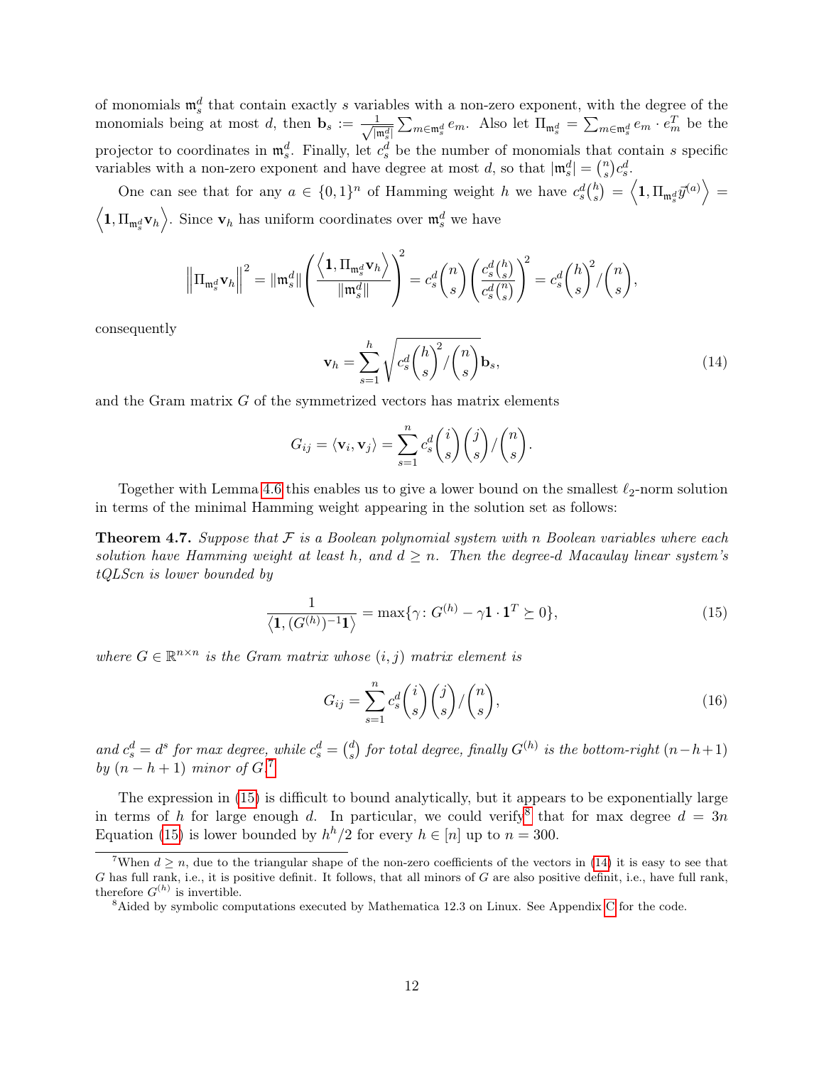of monomials $\mathfrak{m}_s^d$ that contain exactly $s$ variables with a non-zero exponent, with the degree of the monomials being at most $d$, then $\mathbf{b}_s := \frac{1}{\sqrt{|\mathfrak{m}_s^d|}}\sum_{m\in\mathfrak{m}_s^d} e_m$. Also let $\Pi_{\mathfrak{m}_s^d} = \sum_{m\in\mathfrak{m}_s^d} e_m \cdot e_m^T$ be the projector to coordinates in $\mathfrak{m}_s^d$. Finally, let $c_s^d$ be the number of monomials that contain $s$ specific variables with a non-zero exponent and have degree at most $d$, so that $|\mathfrak{m}_s^d| = \binom{n}{s}c_s^d$.

One can see that for any $a \in \{0,1\}^n$ of Hamming weight $h$ we have $c_s^d\binom{h}{s} = \left\langle \mathbf{1}, \Pi_{\mathfrak{m}_s^d}\vec{y}^{(a)}\right\rangle = \left\langle \mathbf{1}, \Pi_{\mathfrak{m}_s^d}\mathbf{v}_h\right\rangle$. Since $\mathbf{v}_h$ has uniform coordinates over $\mathfrak{m}_s^d$ we have

$$\left\|\Pi_{\mathfrak{m}_s^d}\mathbf{v}_h\right\|^2 = \|\mathfrak{m}_s^d\|\left(\frac{\left\langle \mathbf{1}, \Pi_{\mathfrak{m}_s^d}\mathbf{v}_h\right\rangle}{\|\mathfrak{m}_s^d\|}\right)^2 = c_s^d\binom{n}{s}\left(\frac{c_s^d\binom{h}{s}}{c_s^d\binom{n}{s}}\right)^2 = c_s^d\binom{h}{s}^2/\binom{n}{s},$$

consequently

$$\mathbf{v}_h = \sum_{s=1}^{h}\sqrt{c_s^d\binom{h}{s}^2/\binom{n}{s}}\,\mathbf{b}_s, \tag{14}$$

and the Gram matrix $G$ of the symmetrized vectors has matrix elements

$$G_{ij} = \langle \mathbf{v}_i, \mathbf{v}_j\rangle = \sum_{s=1}^{n} c_s^d\binom{i}{s}\binom{j}{s}/\binom{n}{s}.$$

Together with Lemma 4.6 this enables us to give a lower bound on the smallest $\ell_2$-norm solution in terms of the minimal Hamming weight appearing in the solution set as follows:

**Theorem 4.7.** *Suppose that $\mathcal{F}$ is a Boolean polynomial system with $n$ Boolean variables where each solution have Hamming weight at least $h$, and $d \geq n$. Then the degree-$d$ Macaulay linear system's tQLScn is lower bounded by*

$$\frac{1}{\left\langle \mathbf{1}, (G^{(h)})^{-1}\mathbf{1}\right\rangle} = \max\{\gamma\colon G^{(h)} - \gamma\mathbf{1}\cdot\mathbf{1}^T \succeq 0\}, \tag{15}$$

*where $G \in \mathbb{R}^{n\times n}$ is the Gram matrix whose $(i,j)$ matrix element is*

$$G_{ij} = \sum_{s=1}^{n} c_s^d\binom{i}{s}\binom{j}{s}/\binom{n}{s}, \tag{16}$$

*and $c_s^d = d^s$ for max degree, while $c_s^d = \binom{d}{s}$ for total degree, finally $G^{(h)}$ is the bottom-right $(n-h+1)$ by $(n-h+1)$ minor of $G$.*[7]

The expression in (15) is difficult to bound analytically, but it appears to be exponentially large in terms of $h$ for large enough $d$. In particular, we could verify[8] that for max degree $d = 3n$ Equation (15) is lower bounded by $h^h/2$ for every $h \in [n]$ up to $n = 300$.

---

[7] When $d \geq n$, due to the triangular shape of the non-zero coefficients of the vectors in (14) it is easy to see that $G$ has full rank, i.e., it is positive definit. It follows, that all minors of $G$ are also positive definit, i.e., have full rank, therefore $G^{(h)}$ is invertible.

[8] Aided by symbolic computations executed by Mathematica 12.3 on Linux. See Appendix C for the code.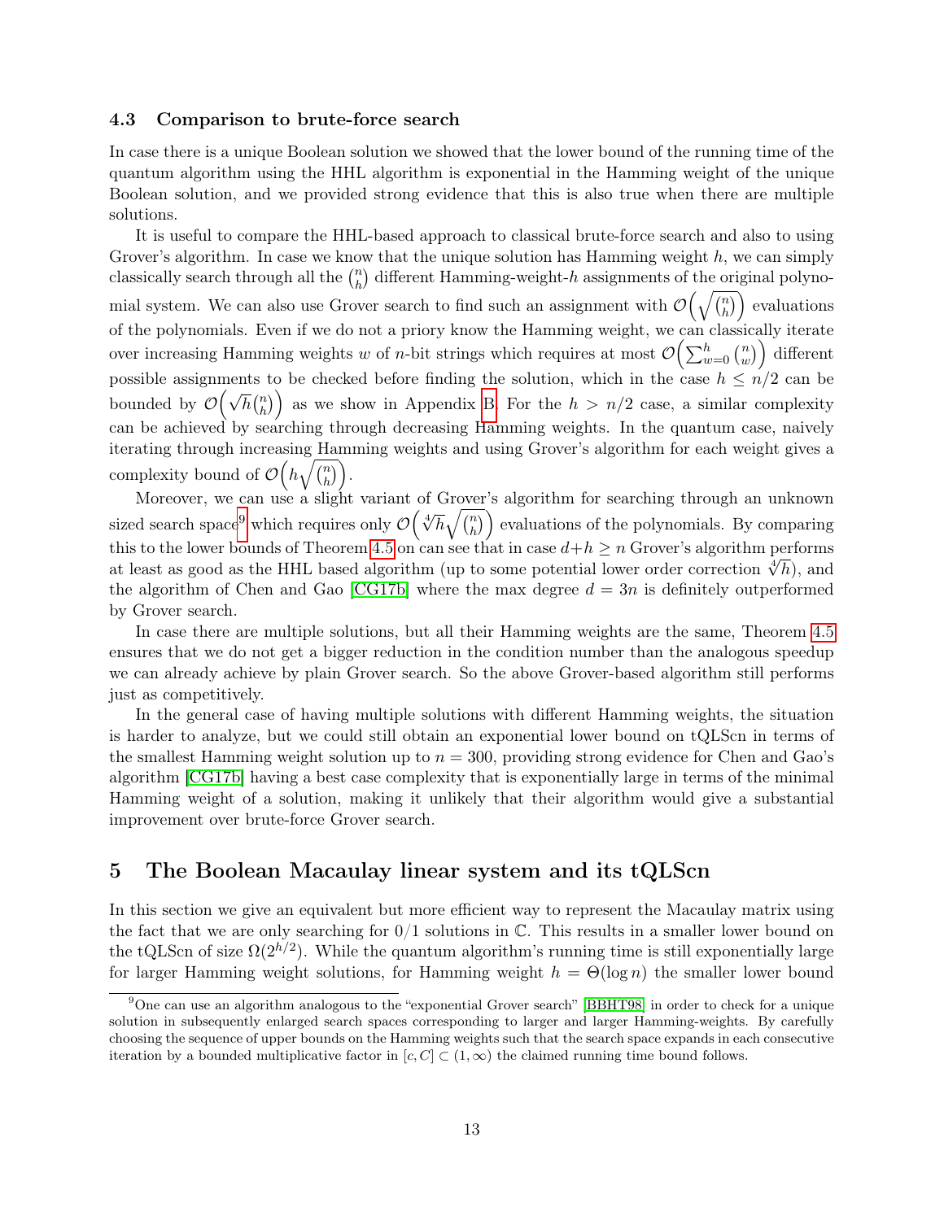### 4.3 Comparison to brute-force search

In case there is a unique Boolean solution we showed that the lower bound of the running time of the quantum algorithm using the HHL algorithm is exponential in the Hamming weight of the unique Boolean solution, and we provided strong evidence that this is also true when there are multiple solutions.

It is useful to compare the HHL-based approach to classical brute-force search and also to using Grover's algorithm. In case we know that the unique solution has Hamming weight $h$, we can simply classically search through all the $\binom{n}{h}$ different Hamming-weight-$h$ assignments of the original polynomial system. We can also use Grover search to find such an assignment with $\mathcal{O}\left(\sqrt{\binom{n}{h}}\right)$ evaluations of the polynomials. Even if we do not a priory know the Hamming weight, we can classically iterate over increasing Hamming weights $w$ of $n$-bit strings which requires at most $\mathcal{O}\left(\sum_{w=0}^{h}\binom{n}{w}\right)$ different possible assignments to be checked before finding the solution, which in the case $h \leq n/2$ can be bounded by $\mathcal{O}\left(\sqrt{h}\binom{n}{h}\right)$ as we show in Appendix B. For the $h > n/2$ case, a similar complexity can be achieved by searching through decreasing Hamming weights. In the quantum case, naively iterating through increasing Hamming weights and using Grover's algorithm for each weight gives a complexity bound of $\mathcal{O}\left(h\sqrt{\binom{n}{h}}\right)$.

Moreover, we can use a slight variant of Grover's algorithm for searching through an unknown sized search space[9] which requires only $\mathcal{O}\left(\sqrt[4]{h}\sqrt{\binom{n}{h}}\right)$ evaluations of the polynomials. By comparing this to the lower bounds of Theorem 4.5 on can see that in case $d+h \geq n$ Grover's algorithm performs at least as good as the HHL based algorithm (up to some potential lower order correction $\sqrt[4]{h}$), and the algorithm of Chen and Gao [CG17b] where the max degree $d = 3n$ is definitely outperformed by Grover search.

In case there are multiple solutions, but all their Hamming weights are the same, Theorem 4.5 ensures that we do not get a bigger reduction in the condition number than the analogous speedup we can already achieve by plain Grover search. So the above Grover-based algorithm still performs just as competitively.

In the general case of having multiple solutions with different Hamming weights, the situation is harder to analyze, but we could still obtain an exponential lower bound on tQLScn in terms of the smallest Hamming weight solution up to $n = 300$, providing strong evidence for Chen and Gao's algorithm [CG17b] having a best case complexity that is exponentially large in terms of the minimal Hamming weight of a solution, making it unlikely that their algorithm would give a substantial improvement over brute-force Grover search.

## 5 The Boolean Macaulay linear system and its tQLScn

In this section we give an equivalent but more efficient way to represent the Macaulay matrix using the fact that we are only searching for 0/1 solutions in $\mathbb{C}$. This results in a smaller lower bound on the tQLScn of size $\Omega(2^{h/2})$. While the quantum algorithm's running time is still exponentially large for larger Hamming weight solutions, for Hamming weight $h = \Theta(\log n)$ the smaller lower bound

[9] One can use an algorithm analogous to the "exponential Grover search" [BBHT98] in order to check for a unique solution in subsequently enlarged search spaces corresponding to larger and larger Hamming-weights. By carefully choosing the sequence of upper bounds on the Hamming weights such that the search space expands in each consecutive iteration by a bounded multiplicative factor in $[c, C] \subset (1, \infty)$ the claimed running time bound follows.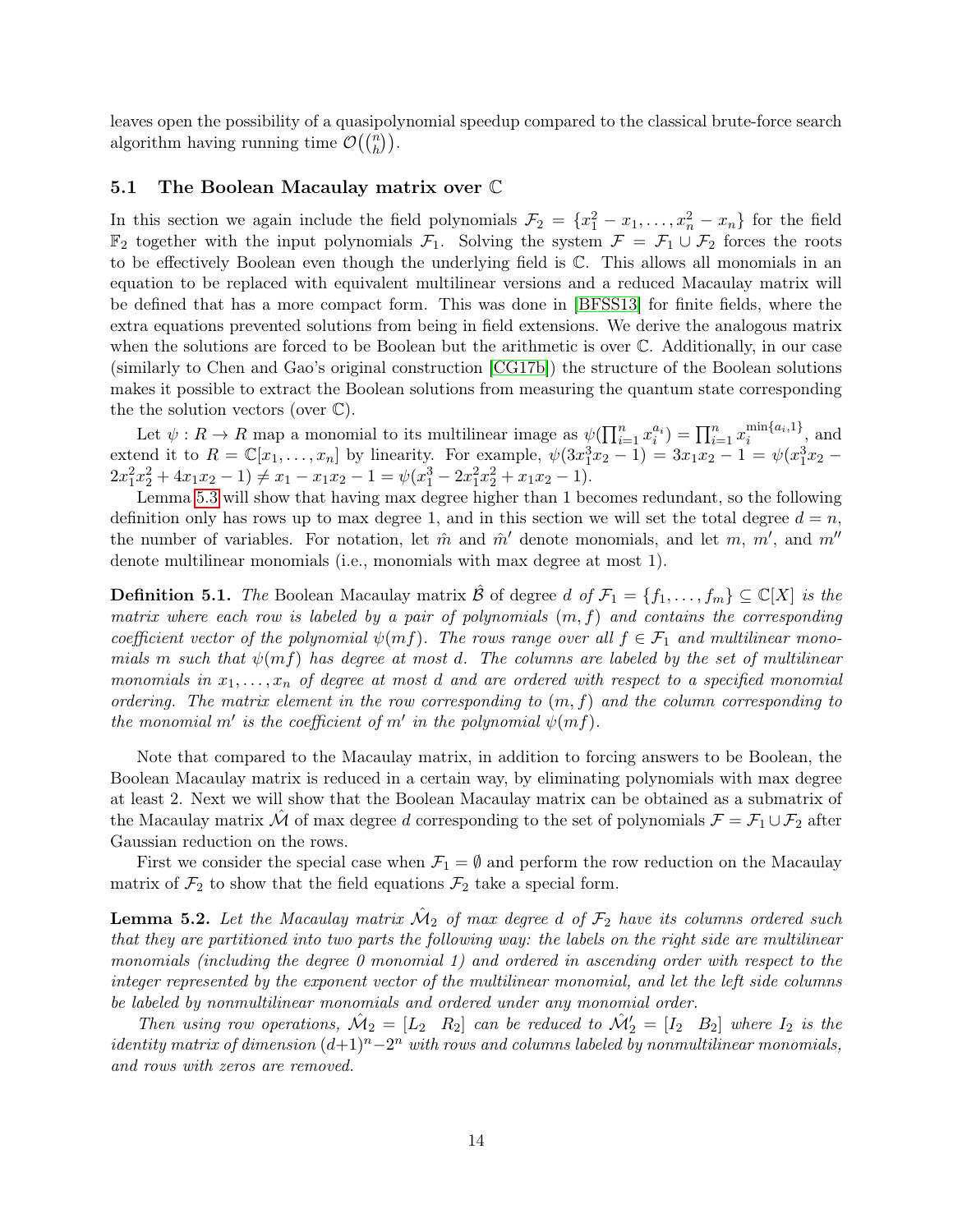leaves open the possibility of a quasipolynomial speedup compared to the classical brute-force search algorithm having running time $\mathcal{O}(\binom{n}{h})$.

### 5.1 The Boolean Macaulay matrix over $\mathbb{C}$

In this section we again include the field polynomials $\mathcal{F}_2 = \{x_1^2 - x_1, \ldots, x_n^2 - x_n\}$ for the field $\mathbb{F}_2$ together with the input polynomials $\mathcal{F}_1$. Solving the system $\mathcal{F} = \mathcal{F}_1 \cup \mathcal{F}_2$ forces the roots to be effectively Boolean even though the underlying field is $\mathbb{C}$. This allows all monomials in an equation to be replaced with equivalent multilinear versions and a reduced Macaulay matrix will be defined that has a more compact form. This was done in [BFSS13] for finite fields, where the extra equations prevented solutions from being in field extensions. We derive the analogous matrix when the solutions are forced to be Boolean but the arithmetic is over $\mathbb{C}$. Additionally, in our case (similarly to Chen and Gao's original construction [CG17b]) the structure of the Boolean solutions makes it possible to extract the Boolean solutions from measuring the quantum state corresponding the the solution vectors (over $\mathbb{C}$).

Let $\psi : R \to R$ map a monomial to its multilinear image as $\psi(\prod_{i=1}^n x_i^{a_i}) = \prod_{i=1}^n x_i^{\min\{a_i,1\}}$, and extend it to $R = \mathbb{C}[x_1, \ldots, x_n]$ by linearity. For example, $\psi(3x_1^3x_2 - 1) = 3x_1x_2 - 1 = \psi(x_1^3x_2 - 2x_1^2x_2^2 + 4x_1x_2 - 1) \neq x_1 - x_1x_2 - 1 = \psi(x_1^3 - 2x_1^2x_2^2 + x_1x_2 - 1)$.

Lemma 5.3 will show that having max degree higher than 1 becomes redundant, so the following definition only has rows up to max degree 1, and in this section we will set the total degree $d = n$, the number of variables. For notation, let $\hat{m}$ and $\hat{m}'$ denote monomials, and let $m$, $m'$, and $m''$ denote multilinear monomials (i.e., monomials with max degree at most 1).

**Definition 5.1.** *The* Boolean Macaulay matrix $\hat{\mathcal{B}}$ *of degree $d$ of $\mathcal{F}_1 = \{f_1, \ldots, f_m\} \subseteq \mathbb{C}[X]$ is the matrix where each row is labeled by a pair of polynomials $(m, f)$ and contains the corresponding coefficient vector of the polynomial $\psi(mf)$. The rows range over all $f \in \mathcal{F}_1$ and multilinear monomials $m$ such that $\psi(mf)$ has degree at most $d$. The columns are labeled by the set of multilinear monomials in $x_1, \ldots, x_n$ of degree at most $d$ and are ordered with respect to a specified monomial ordering. The matrix element in the row corresponding to $(m, f)$ and the column corresponding to the monomial $m'$ is the coefficient of $m'$ in the polynomial $\psi(mf)$.*

Note that compared to the Macaulay matrix, in addition to forcing answers to be Boolean, the Boolean Macaulay matrix is reduced in a certain way, by eliminating polynomials with max degree at least 2. Next we will show that the Boolean Macaulay matrix can be obtained as a submatrix of the Macaulay matrix $\hat{\mathcal{M}}$ of max degree $d$ corresponding to the set of polynomials $\mathcal{F} = \mathcal{F}_1 \cup \mathcal{F}_2$ after Gaussian reduction on the rows.

First we consider the special case when $\mathcal{F}_1 = \emptyset$ and perform the row reduction on the Macaulay matrix of $\mathcal{F}_2$ to show that the field equations $\mathcal{F}_2$ take a special form.

**Lemma 5.2.** *Let the Macaulay matrix $\hat{\mathcal{M}}_2$ of max degree $d$ of $\mathcal{F}_2$ have its columns ordered such that they are partitioned into two parts the following way: the labels on the right side are multilinear monomials (including the degree 0 monomial 1) and ordered in ascending order with respect to the integer represented by the exponent vector of the multilinear monomial, and let the left side columns be labeled by nonmultilinear monomials and ordered under any monomial order.*

*Then using row operations, $\hat{\mathcal{M}}_2 = [L_2 \quad R_2]$ can be reduced to $\hat{\mathcal{M}}_2' = [I_2 \quad B_2]$ where $I_2$ is the identity matrix of dimension $(d+1)^n - 2^n$ with rows and columns labeled by nonmultilinear monomials, and rows with zeros are removed.*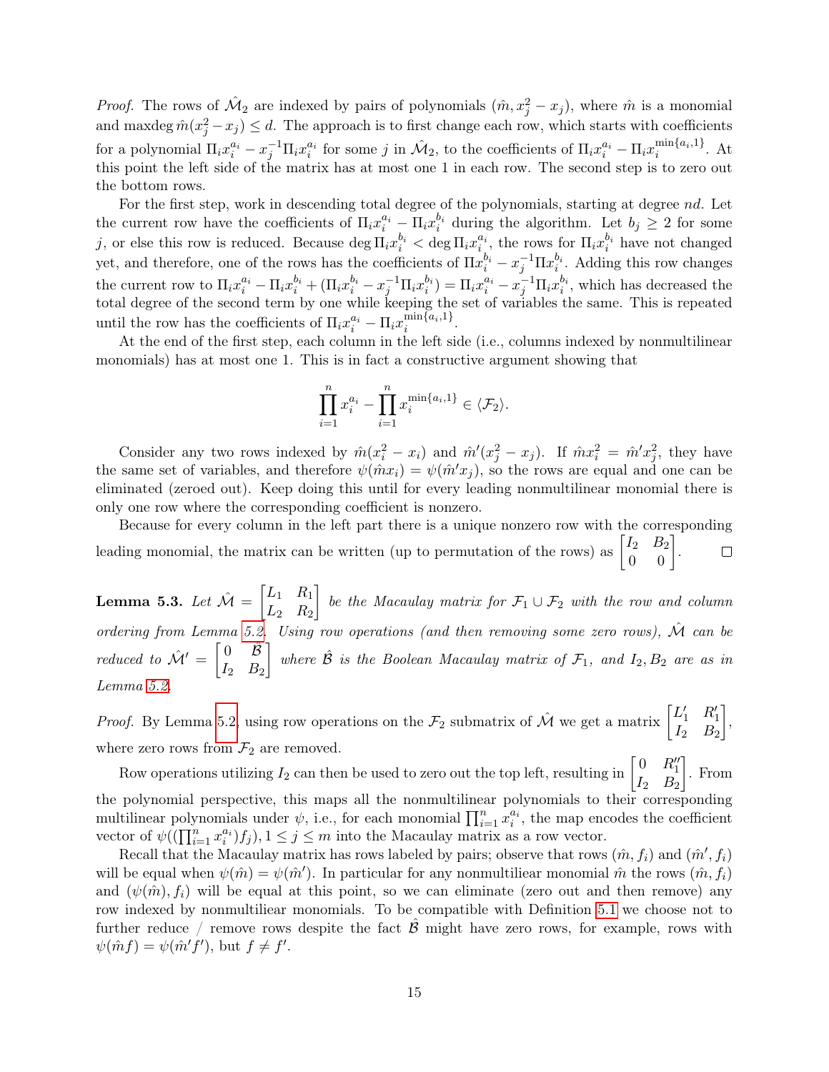*Proof.* The rows of $\hat{\mathcal{M}}_2$ are indexed by pairs of polynomials $(\hat{m}, x_j^2 - x_j)$, where $\hat{m}$ is a monomial and $\text{maxdeg}\, \hat{m}(x_j^2 - x_j) \le d$. The approach is to first change each row, which starts with coefficients for a polynomial $\Pi_i x_i^{a_i} - x_j^{-1}\Pi_i x_i^{a_i}$ for some $j$ in $\hat{\mathcal{M}}_2$, to the coefficients of $\Pi_i x_i^{a_i} - \Pi_i x_i^{\min\{a_i,1\}}$. At this point the left side of the matrix has at most one 1 in each row. The second step is to zero out the bottom rows.

For the first step, work in descending total degree of the polynomials, starting at degree $nd$. Let the current row have the coefficients of $\Pi_i x_i^{a_i} - \Pi_i x_i^{b_i}$ during the algorithm. Let $b_j \ge 2$ for some $j$, or else this row is reduced. Because $\deg \Pi_i x_i^{b_i} < \deg \Pi_i x_i^{a_i}$, the rows for $\Pi_i x_i^{b_i}$ have not changed yet, and therefore, one of the rows has the coefficients of $\Pi x_i^{b_i} - x_j^{-1}\Pi x_i^{b_i}$. Adding this row changes the current row to $\Pi_i x_i^{a_i} - \Pi_i x_i^{b_i} + (\Pi_i x_i^{b_i} - x_j^{-1}\Pi_i x_i^{b_i}) = \Pi_i x_i^{a_i} - x_j^{-1}\Pi_i x_i^{b_i}$, which has decreased the total degree of the second term by one while keeping the set of variables the same. This is repeated until the row has the coefficients of $\Pi_i x_i^{a_i} - \Pi_i x_i^{\min\{a_i,1\}}$.

At the end of the first step, each column in the left side (i.e., columns indexed by nonmultilinear monomials) has at most one 1. This is in fact a constructive argument showing that

$$\prod_{i=1}^{n} x_i^{a_i} - \prod_{i=1}^{n} x_i^{\min\{a_i,1\}} \in \langle \mathcal{F}_2 \rangle.$$

Consider any two rows indexed by $\hat{m}(x_i^2 - x_i)$ and $\hat{m}'(x_j^2 - x_j)$. If $\hat{m}x_i^2 = \hat{m}'x_j^2$, they have the same set of variables, and therefore $\psi(\hat{m}x_i) = \psi(\hat{m}'x_j)$, so the rows are equal and one can be eliminated (zeroed out). Keep doing this until for every leading nonmultilinear monomial there is only one row where the corresponding coefficient is nonzero.

Because for every column in the left part there is a unique nonzero row with the corresponding leading monomial, the matrix can be written (up to permutation of the rows) as $\begin{bmatrix} I_2 & B_2 \\ 0 & 0 \end{bmatrix}$. $\square$

**Lemma 5.3.** *Let $\hat{\mathcal{M}} = \begin{bmatrix} L_1 & R_1 \\ L_2 & R_2 \end{bmatrix}$ be the Macaulay matrix for $\mathcal{F}_1 \cup \mathcal{F}_2$ with the row and column ordering from Lemma 5.2. Using row operations (and then removing some zero rows), $\hat{\mathcal{M}}$ can be reduced to $\hat{\mathcal{M}}' = \begin{bmatrix} 0 & \hat{\mathcal{B}} \\ I_2 & B_2 \end{bmatrix}$ where $\hat{\mathcal{B}}$ is the Boolean Macaulay matrix of $\mathcal{F}_1$, and $I_2, B_2$ are as in Lemma 5.2.*

*Proof.* By Lemma 5.2, using row operations on the $\mathcal{F}_2$ submatrix of $\hat{\mathcal{M}}$ we get a matrix $\begin{bmatrix} L_1' & R_1' \\ I_2 & B_2 \end{bmatrix}$, where zero rows from $\mathcal{F}_2$ are removed.

Row operations utilizing $I_2$ can then be used to zero out the top left, resulting in $\begin{bmatrix} 0 & R_1'' \\ I_2 & B_2 \end{bmatrix}$. From the polynomial perspective, this maps all the nonmultilinear polynomials to their corresponding multilinear polynomials under $\psi$, i.e., for each monomial $\prod_{i=1}^{n} x_i^{a_i}$, the map encodes the coefficient vector of $\psi((\prod_{i=1}^{n} x_i^{a_i})f_j), 1 \le j \le m$ into the Macaulay matrix as a row vector.

Recall that the Macaulay matrix has rows labeled by pairs; observe that rows $(\hat{m}, f_i)$ and $(\hat{m}', f_i)$ will be equal when $\psi(\hat{m}) = \psi(\hat{m}')$. In particular for any nonmultiliear monomial $\hat{m}$ the rows $(\hat{m}, f_i)$ and $(\psi(\hat{m}), f_i)$ will be equal at this point, so we can eliminate (zero out and then remove) any row indexed by nonmultiliear monomials. To be compatible with Definition 5.1 we choose not to further reduce / remove rows despite the fact $\hat{\mathcal{B}}$ might have zero rows, for example, rows with $\psi(\hat{m}f) = \psi(\hat{m}'f')$, but $f \ne f'$.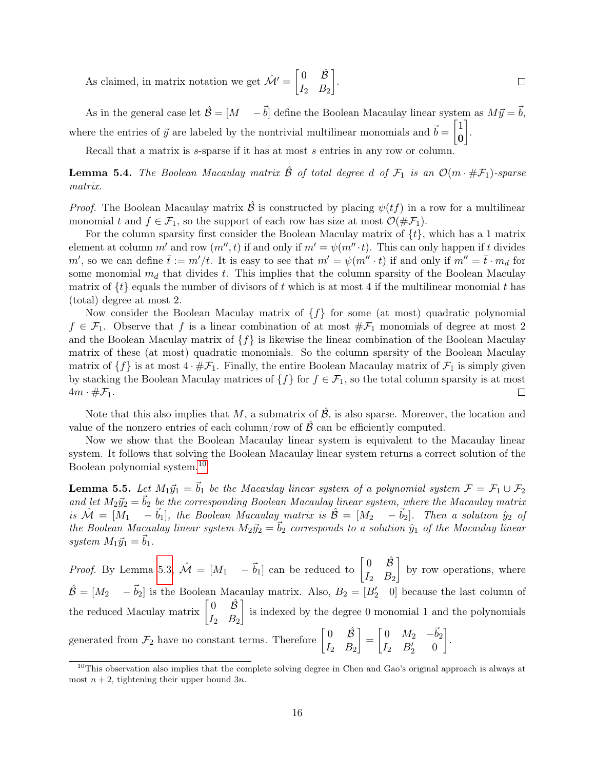As claimed, in matrix notation we get $\hat{\mathcal{M}}' = \begin{bmatrix} 0 & \hat{\mathcal{B}} \\ I_2 & B_2 \end{bmatrix}$. ☐

As in the general case let $\hat{\mathcal{B}} = [M \quad -\vec{b}]$ define the Boolean Macaulay linear system as $M\vec{y} = \vec{b}$, where the entries of $\vec{y}$ are labeled by the nontrivial multilinear monomials and $\vec{b} = \begin{bmatrix} 1 \\ \mathbf{0} \end{bmatrix}$.

Recall that a matrix is $s$-sparse if it has at most $s$ entries in any row or column.

**Lemma 5.4.** *The Boolean Macaulay matrix $\hat{\mathcal{B}}$ of total degree $d$ of $\mathcal{F}_1$ is an $\mathcal{O}(m \cdot \#\mathcal{F}_1)$-sparse matrix.*

*Proof.* The Boolean Macaulay matrix $\hat{\mathcal{B}}$ is constructed by placing $\psi(tf)$ in a row for a multilinear monomial $t$ and $f \in \mathcal{F}_1$, so the support of each row has size at most $\mathcal{O}(\#\mathcal{F}_1)$.

For the column sparsity first consider the Boolean Macaulay matrix of $\{t\}$, which has a 1 matrix element at column $m'$ and row $(m'', t)$ if and only if $m' = \psi(m'' \cdot t)$. This can only happen if $t$ divides $m'$, so we can define $\bar{t} := m'/t$. It is easy to see that $m' = \psi(m'' \cdot t)$ if and only if $m'' = \bar{t} \cdot m_d$ for some monomial $m_d$ that divides $t$. This implies that the column sparsity of the Boolean Maculay matrix of $\{t\}$ equals the number of divisors of $t$ which is at most 4 if the multilinear monomial $t$ has (total) degree at most 2.

Now consider the Boolean Maculay matrix of $\{f\}$ for some (at most) quadratic polynomial $f \in \mathcal{F}_1$. Observe that $f$ is a linear combination of at most $\#\mathcal{F}_1$ monomials of degree at most 2 and the Boolean Maculay matrix of $\{f\}$ is likewise the linear combination of the Boolean Maculay matrix of these (at most) quadratic monomials. So the column sparsity of the Boolean Maculay matrix of $\{f\}$ is at most $4 \cdot \#\mathcal{F}_1$. Finally, the entire Boolean Macaulay matrix of $\mathcal{F}_1$ is simply given by stacking the Boolean Maculay matrices of $\{f\}$ for $f \in \mathcal{F}_1$, so the total column sparsity is at most $4m \cdot \#\mathcal{F}_1$. ☐

Note that this also implies that $M$, a submatrix of $\hat{\mathcal{B}}$, is also sparse. Moreover, the location and value of the nonzero entries of each column/row of $\hat{\mathcal{B}}$ can be efficiently computed.

Now we show that the Boolean Macaulay linear system is equivalent to the Macaulay linear system. It follows that solving the Boolean Macaulay linear system returns a correct solution of the Boolean polynomial system.[10]

**Lemma 5.5.** *Let $M_1\vec{y}_1 = \vec{b}_1$ be the Macaulay linear system of a polynomial system $\mathcal{F} = \mathcal{F}_1 \cup \mathcal{F}_2$ and let $M_2\vec{y}_2 = \vec{b}_2$ be the corresponding Boolean Macaulay linear system, where the Macaulay matrix is $\hat{\mathcal{M}} = [M_1 \quad -\vec{b}_1]$, the Boolean Macaulay matrix is $\hat{\mathcal{B}} = [M_2 \quad -\vec{b}_2]$. Then a solution $\hat{y}_2$ of the Boolean Macaulay linear system $M_2\vec{y}_2 = \vec{b}_2$ corresponds to a solution $\hat{y}_1$ of the Macaulay linear system $M_1\vec{y}_1 = \vec{b}_1$.*

*Proof.* By Lemma 5.3, $\hat{\mathcal{M}} = [M_1 \quad -\vec{b}_1]$ can be reduced to $\begin{bmatrix} 0 & \hat{\mathcal{B}} \\ I_2 & B_2 \end{bmatrix}$ by row operations, where $\hat{\mathcal{B}} = [M_2 \quad -\vec{b}_2]$ is the Boolean Macaulay matrix. Also, $B_2 = [B_2' \quad 0]$ because the last column of the reduced Maculay matrix $\begin{bmatrix} 0 & \hat{\mathcal{B}} \\ I_2 & B_2 \end{bmatrix}$ is indexed by the degree 0 monomial 1 and the polynomials generated from $\mathcal{F}_2$ have no constant terms. Therefore $\begin{bmatrix} 0 & \hat{\mathcal{B}} \\ I_2 & B_2 \end{bmatrix} = \begin{bmatrix} 0 & M_2 & -\vec{b}_2 \\ I_2 & B_2' & 0 \end{bmatrix}$.

---

[10] This observation also implies that the complete solving degree in Chen and Gao's original approach is always at most $n+2$, tightening their upper bound $3n$.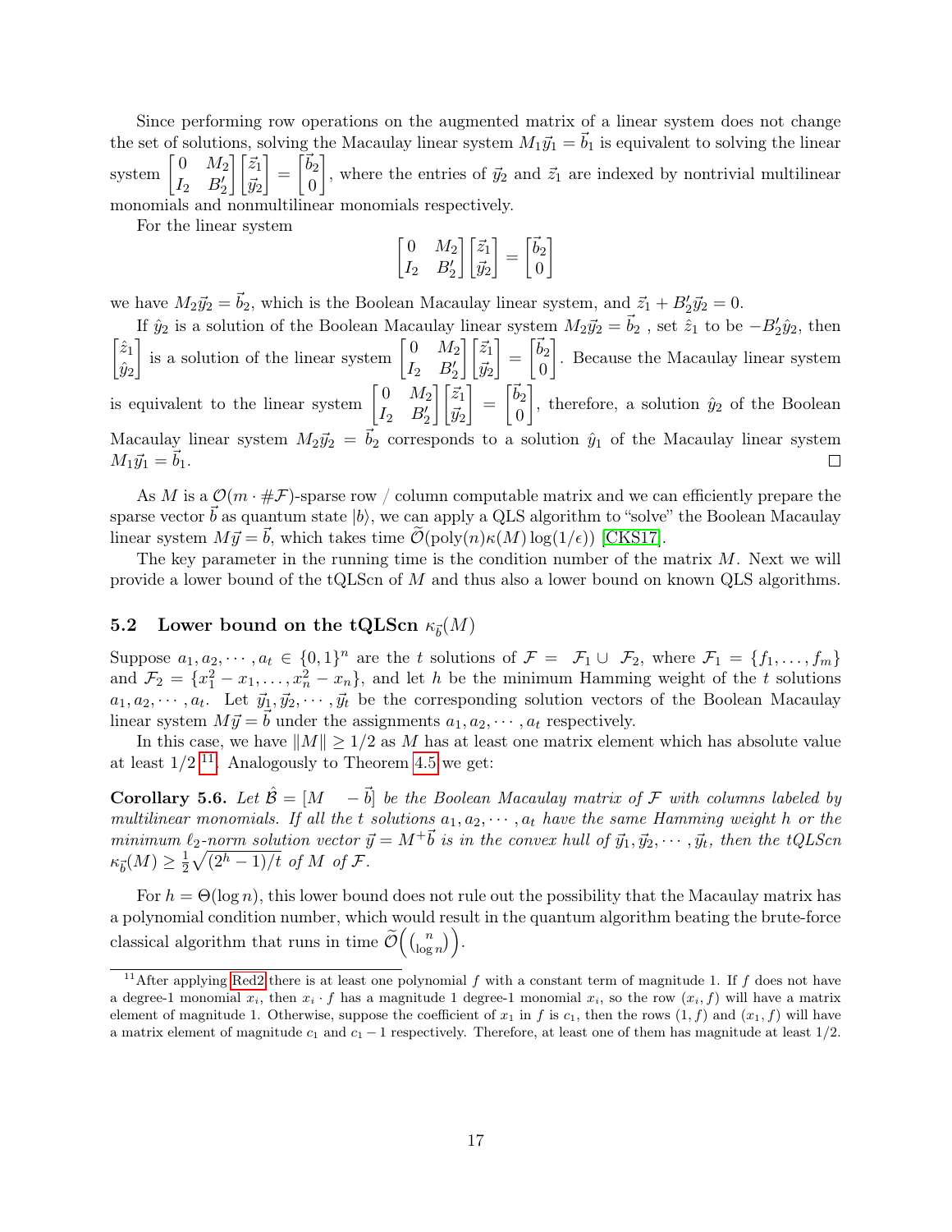Since performing row operations on the augmented matrix of a linear system does not change the set of solutions, solving the Macaulay linear system $M_1\vec{y}_1 = \vec{b}_1$ is equivalent to solving the linear system $\begin{bmatrix} 0 & M_2 \\ I_2 & B_2' \end{bmatrix} \begin{bmatrix} \vec{z}_1 \\ \vec{y}_2 \end{bmatrix} = \begin{bmatrix} \vec{b}_2 \\ 0 \end{bmatrix}$, where the entries of $\vec{y}_2$ and $\vec{z}_1$ are indexed by nontrivial multilinear monomials and nonmultilinear monomials respectively.

For the linear system

$$\begin{bmatrix} 0 & M_2 \\ I_2 & B_2' \end{bmatrix} \begin{bmatrix} \vec{z}_1 \\ \vec{y}_2 \end{bmatrix} = \begin{bmatrix} \vec{b}_2 \\ 0 \end{bmatrix}$$

we have $M_2\vec{y}_2 = \vec{b}_2$, which is the Boolean Macaulay linear system, and $\vec{z}_1 + B_2'\vec{y}_2 = 0$.

If $\hat{y}_2$ is a solution of the Boolean Macaulay linear system $M_2\vec{y}_2 = \vec{b}_2$ , set $\hat{z}_1$ to be $-B_2'\hat{y}_2$, then $\begin{bmatrix} \hat{z}_1 \\ \hat{y}_2 \end{bmatrix}$ is a solution of the linear system $\begin{bmatrix} 0 & M_2 \\ I_2 & B_2' \end{bmatrix} \begin{bmatrix} \vec{z}_1 \\ \vec{y}_2 \end{bmatrix} = \begin{bmatrix} \vec{b}_2 \\ 0 \end{bmatrix}$. Because the Macaulay linear system is equivalent to the linear system $\begin{bmatrix} 0 & M_2 \\ I_2 & B_2' \end{bmatrix} \begin{bmatrix} \vec{z}_1 \\ \vec{y}_2 \end{bmatrix} = \begin{bmatrix} \vec{b}_2 \\ 0 \end{bmatrix}$, therefore, a solution $\hat{y}_2$ of the Boolean Macaulay linear system $M_2\vec{y}_2 = \vec{b}_2$ corresponds to a solution $\hat{y}_1$ of the Macaulay linear system $M_1\vec{y}_1 = \vec{b}_1$. ◻

As $M$ is a $\mathcal{O}(m \cdot \#\mathcal{F})$-sparse row / column computable matrix and we can efficiently prepare the sparse vector $\vec{b}$ as quantum state $|b\rangle$, we can apply a QLS algorithm to "solve" the Boolean Macaulay linear system $M\vec{y} = \vec{b}$, which takes time $\widetilde{\mathcal{O}}(\mathrm{poly}(n)\kappa(M)\log(1/\epsilon))$ [CKS17].

The key parameter in the running time is the condition number of the matrix $M$. Next we will provide a lower bound of the tQLScn of $M$ and thus also a lower bound on known QLS algorithms.

## 5.2 Lower bound on the tQLScn $\kappa_{\vec{b}}(M)$

Suppose $a_1, a_2, \cdots, a_t \in \{0,1\}^n$ are the $t$ solutions of $\mathcal{F} = \mathcal{F}_1 \cup \mathcal{F}_2$, where $\mathcal{F}_1 = \{f_1, \ldots, f_m\}$ and $\mathcal{F}_2 = \{x_1^2 - x_1, \ldots, x_n^2 - x_n\}$, and let $h$ be the minimum Hamming weight of the $t$ solutions $a_1, a_2, \cdots, a_t$. Let $\vec{y}_1, \vec{y}_2, \cdots, \vec{y}_t$ be the corresponding solution vectors of the Boolean Macaulay linear system $M\vec{y} = \vec{b}$ under the assignments $a_1, a_2, \cdots, a_t$ respectively.

In this case, we have $\|M\| \geq 1/2$ as $M$ has at least one matrix element which has absolute value at least $1/2$ [11]. Analogously to Theorem 4.5 we get:

**Corollary 5.6.** *Let $\hat{\mathcal{B}} = [M \quad -\vec{b}]$ be the Boolean Macaulay matrix of $\mathcal{F}$ with columns labeled by multilinear monomials. If all the $t$ solutions $a_1, a_2, \cdots, a_t$ have the same Hamming weight $h$ or the minimum $\ell_2$-norm solution vector $\vec{y} = M^+\vec{b}$ is in the convex hull of $\vec{y}_1, \vec{y}_2, \cdots, \vec{y}_t$, then the tQLScn $\kappa_{\vec{b}}(M) \geq \frac{1}{2}\sqrt{(2^h - 1)/t}$ of $M$ of $\mathcal{F}$.*

For $h = \Theta(\log n)$, this lower bound does not rule out the possibility that the Macaulay matrix has a polynomial condition number, which would result in the quantum algorithm beating the brute-force classical algorithm that runs in time $\widetilde{\mathcal{O}}\left(\binom{n}{\log n}\right)$.

---

[11] After applying Red2 there is at least one polynomial $f$ with a constant term of magnitude 1. If $f$ does not have a degree-1 monomial $x_i$, then $x_i \cdot f$ has a magnitude 1 degree-1 monomial $x_i$, so the row $(x_i, f)$ will have a matrix element of magnitude 1. Otherwise, suppose the coefficient of $x_1$ in $f$ is $c_1$, then the rows $(1, f)$ and $(x_1, f)$ will have a matrix element of magnitude $c_1$ and $c_1 - 1$ respectively. Therefore, at least one of them has magnitude at least 1/2.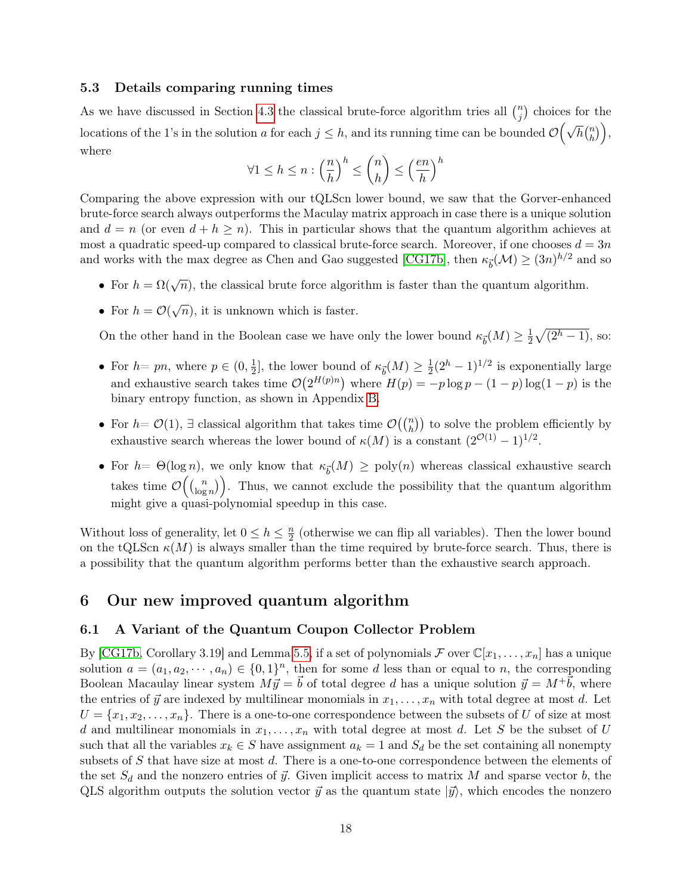### 5.3 Details comparing running times

As we have discussed in Section 4.3 the classical brute-force algorithm tries all $\binom{n}{j}$ choices for the locations of the 1's in the solution $a$ for each $j \le h$, and its running time can be bounded $\mathcal{O}\left(\sqrt{h}\binom{n}{h}\right)$, where

$$\forall 1 \le h \le n : \left(\frac{n}{h}\right)^h \le \binom{n}{h} \le \left(\frac{en}{h}\right)^h$$

Comparing the above expression with our tQLScn lower bound, we saw that the Gorver-enhanced brute-force search always outperforms the Maculay matrix approach in case there is a unique solution and $d = n$ (or even $d + h \ge n$). This in particular shows that the quantum algorithm achieves at most a quadratic speed-up compared to classical brute-force search. Moreover, if one chooses $d = 3n$ and works with the max degree as Chen and Gao suggested [CG17b], then $\kappa_{\vec{b}}(\mathcal{M}) \ge (3n)^{h/2}$ and so

- For $h = \Omega(\sqrt{n})$, the classical brute force algorithm is faster than the quantum algorithm.
- For $h = \mathcal{O}(\sqrt{n})$, it is unknown which is faster.

On the other hand in the Boolean case we have only the lower bound $\kappa_{\vec{b}}(M) \ge \frac{1}{2}\sqrt{(2^h - 1)}$, so:

- For $h = pn$, where $p \in (0, \frac{1}{2}]$, the lower bound of $\kappa_{\vec{b}}(M) \ge \frac{1}{2}(2^h - 1)^{1/2}$ is exponentially large and exhaustive search takes time $\mathcal{O}(2^{H(p)n})$ where $H(p) = -p \log p - (1-p)\log(1-p)$ is the binary entropy function, as shown in Appendix B.
- For $h = \mathcal{O}(1)$, $\exists$ classical algorithm that takes time $\mathcal{O}(\binom{n}{h})$ to solve the problem efficiently by exhaustive search whereas the lower bound of $\kappa(M)$ is a constant $(2^{\mathcal{O}(1)} - 1)^{1/2}$.
- For $h = \Theta(\log n)$, we only know that $\kappa_{\vec{b}}(M) \ge \mathrm{poly}(n)$ whereas classical exhaustive search takes time $\mathcal{O}\left(\binom{n}{\log n}\right)$. Thus, we cannot exclude the possibility that the quantum algorithm might give a quasi-polynomial speedup in this case.

Without loss of generality, let $0 \le h \le \frac{n}{2}$ (otherwise we can flip all variables). Then the lower bound on the tQLScn $\kappa(M)$ is always smaller than the time required by brute-force search. Thus, there is a possibility that the quantum algorithm performs better than the exhaustive search approach.

## 6 Our new improved quantum algorithm

### 6.1 A Variant of the Quantum Coupon Collector Problem

By [CG17b, Corollary 3.19] and Lemma 5.5, if a set of polynomials $\mathcal{F}$ over $\mathbb{C}[x_1, \ldots, x_n]$ has a unique solution $a = (a_1, a_2, \cdots, a_n) \in \{0,1\}^n$, then for some $d$ less than or equal to $n$, the corresponding Boolean Macaulay linear system $M\vec{y} = \vec{b}$ of total degree $d$ has a unique solution $\vec{y} = M^+\vec{b}$, where the entries of $\vec{y}$ are indexed by multilinear monomials in $x_1, \ldots, x_n$ with total degree at most $d$. Let $U = \{x_1, x_2, \ldots, x_n\}$. There is a one-to-one correspondence between the subsets of $U$ of size at most $d$ and multilinear monomials in $x_1, \ldots, x_n$ with total degree at most $d$. Let $S$ be the subset of $U$ such that all the variables $x_k \in S$ have assignment $a_k = 1$ and $S_d$ be the set containing all nonempty subsets of $S$ that have size at most $d$. There is a one-to-one correspondence between the elements of the set $S_d$ and the nonzero entries of $\vec{y}$. Given implicit access to matrix $M$ and sparse vector $b$, the QLS algorithm outputs the solution vector $\vec{y}$ as the quantum state $|\vec{y}\rangle$, which encodes the nonzero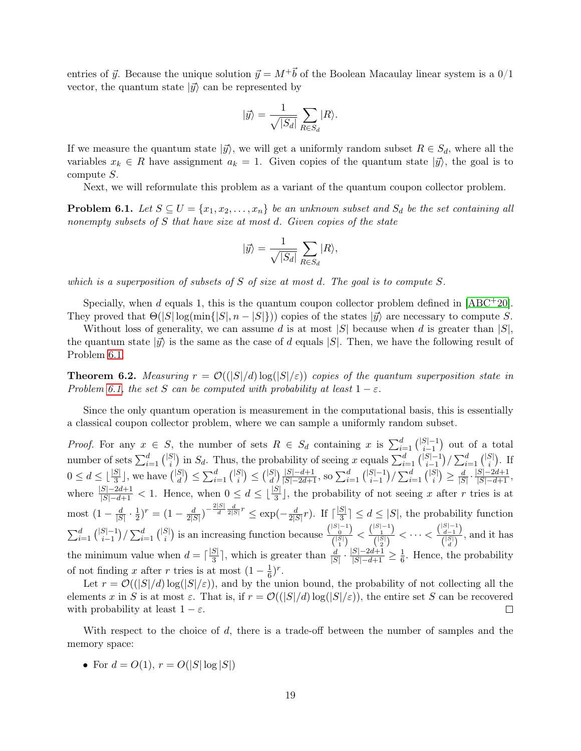entries of $\vec{y}$. Because the unique solution $\vec{y} = M^{+}\vec{b}$ of the Boolean Macaulay linear system is a 0/1 vector, the quantum state $|\vec{y}\rangle$ can be represented by

$$|\vec{y}\rangle = \frac{1}{\sqrt{|S_d|}} \sum_{R \in S_d} |R\rangle.$$

If we measure the quantum state $|\vec{y}\rangle$, we will get a uniformly random subset $R \in S_d$, where all the variables $x_k \in R$ have assignment $a_k = 1$. Given copies of the quantum state $|\vec{y}\rangle$, the goal is to compute $S$.

Next, we will reformulate this problem as a variant of the quantum coupon collector problem.

**Problem 6.1.** *Let $S \subseteq U = \{x_1, x_2, \ldots, x_n\}$ be an unknown subset and $S_d$ be the set containing all nonempty subsets of $S$ that have size at most $d$. Given copies of the state*

$$|\vec{y}\rangle = \frac{1}{\sqrt{|S_d|}} \sum_{R \in S_d} |R\rangle,$$

*which is a superposition of subsets of $S$ of size at most $d$. The goal is to compute $S$.*

Specially, when $d$ equals 1, this is the quantum coupon collector problem defined in [ABC+20]. They proved that $\Theta(|S| \log(\min\{|S|, n - |S|\}))$ copies of the states $|\vec{y}\rangle$ are necessary to compute $S$.

Without loss of generality, we can assume $d$ is at most $|S|$ because when $d$ is greater than $|S|$, the quantum state $|\vec{y}\rangle$ is the same as the case of $d$ equals $|S|$. Then, we have the following result of Problem 6.1.

**Theorem 6.2.** *Measuring $r = \mathcal{O}((|S|/d)\log(|S|/\varepsilon))$ copies of the quantum superposition state in Problem 6.1, the set $S$ can be computed with probability at least $1 - \varepsilon$.*

Since the only quantum operation is measurement in the computational basis, this is essentially a classical coupon collector problem, where we can sample a uniformly random subset.

*Proof.* For any $x \in S$, the number of sets $R \in S_d$ containing $x$ is $\sum_{i=1}^{d}\binom{|S|-1}{i-1}$ out of a total number of sets $\sum_{i=1}^{d}\binom{|S|}{i}$ in $S_d$. Thus, the probability of seeing $x$ equals $\sum_{i=1}^{d}\binom{|S|-1}{i-1}/\sum_{i=1}^{d}\binom{|S|}{i}$. If $0 \le d \le \lfloor\frac{|S|}{3}\rfloor$, we have $\binom{|S|}{d} \le \sum_{i=1}^{d}\binom{|S|}{i} \le \binom{|S|}{d}\frac{|S|-d+1}{|S|-2d+1}$, so $\sum_{i=1}^{d}\binom{|S|-1}{i-1}/\sum_{i=1}^{d}\binom{|S|}{i} \ge \frac{d}{|S|}\cdot\frac{|S|-2d+1}{|S|-d+1}$, where $\frac{|S|-2d+1}{|S|-d+1} < 1$. Hence, when $0 \le d \le \lfloor\frac{|S|}{3}\rfloor$, the probability of not seeing $x$ after $r$ tries is at most $(1 - \frac{d}{|S|}\cdot\frac{1}{2})^r = (1 - \frac{d}{2|S|})^{-\frac{2|S|}{d}\frac{d}{2|S|}r} \le \exp(-\frac{d}{2|S|}r)$. If $\lceil\frac{|S|}{3}\rceil \le d \le |S|$, the probability function $\sum_{i=1}^{d}\binom{|S|-1}{i-1}/\sum_{i=1}^{d}\binom{|S|}{i}$ is an increasing function because $\frac{\binom{|S|-1}{0}}{\binom{|S|}{1}} < \frac{\binom{|S|-1}{1}}{\binom{|S|}{2}} < \cdots < \frac{\binom{|S|-1}{d-1}}{\binom{|S|}{d}}$, and it has the minimum value when $d = \lceil\frac{|S|}{3}\rceil$, which is greater than $\frac{d}{|S|}\cdot\frac{|S|-2d+1}{|S|-d+1} \ge \frac{1}{6}$. Hence, the probability of not finding $x$ after $r$ tries is at most $(1 - \frac{1}{6})^r$.

Let $r = \mathcal{O}((|S|/d)\log(|S|/\varepsilon))$, and by the union bound, the probability of not collecting all the elements $x$ in $S$ is at most $\varepsilon$. That is, if $r = \mathcal{O}((|S|/d)\log(|S|/\varepsilon))$, the entire set $S$ can be recovered with probability at least $1 - \varepsilon$. $\square$

With respect to the choice of $d$, there is a trade-off between the number of samples and the memory space:

- For $d = O(1)$, $r = O(|S|\log|S|)$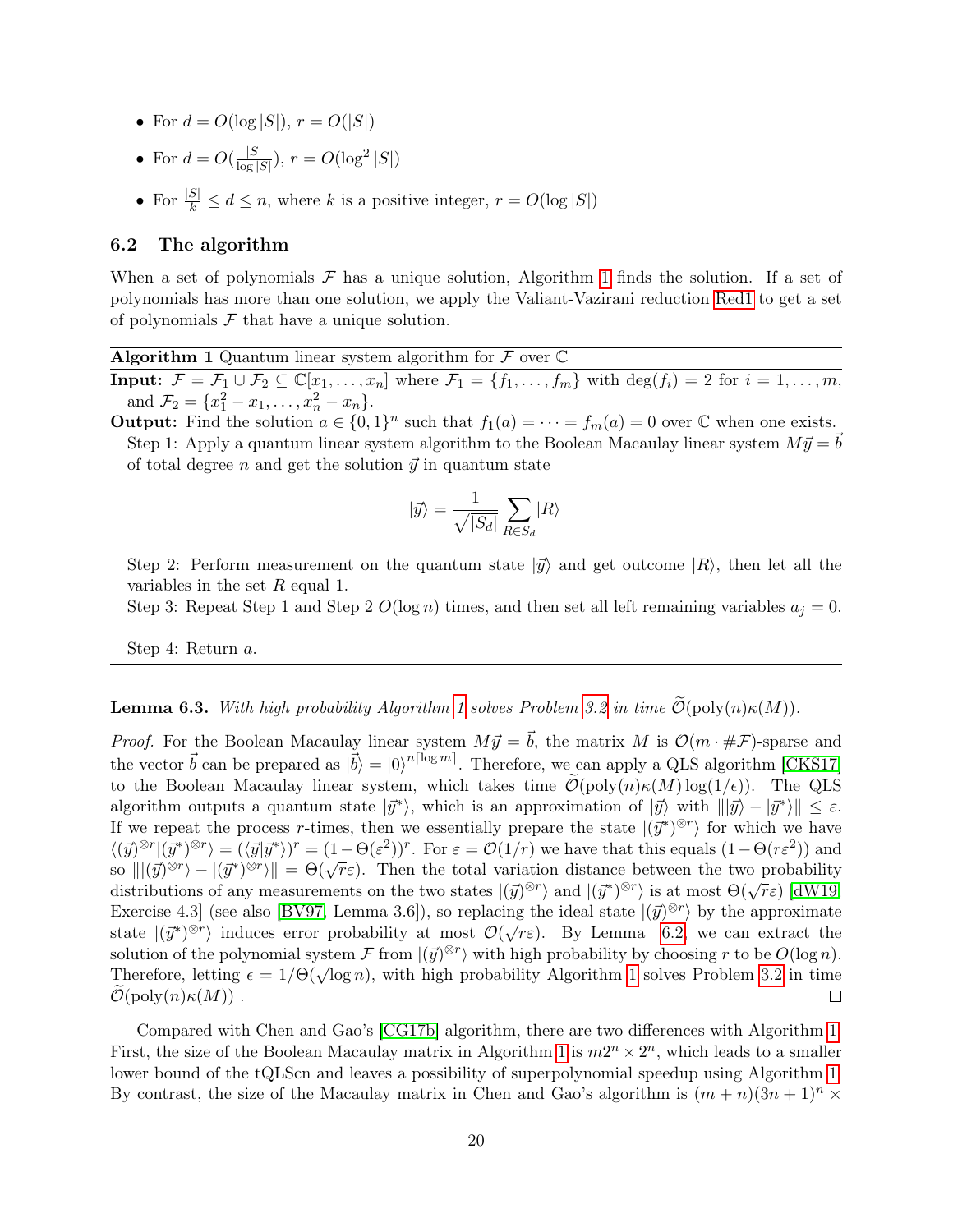- For $d = O(\log |S|)$, $r = O(|S|)$
- For $d = O(\frac{|S|}{\log |S|})$, $r = O(\log^2 |S|)$
- For $\frac{|S|}{k} \leq d \leq n$, where $k$ is a positive integer, $r = O(\log |S|)$

### 6.2 The algorithm

When a set of polynomials $\mathcal{F}$ has a unique solution, Algorithm 1 finds the solution. If a set of polynomials has more than one solution, we apply the Valiant-Vazirani reduction Red1 to get a set of polynomials $\mathcal{F}$ that have a unique solution.

**Algorithm 1** Quantum linear system algorithm for $\mathcal{F}$ over $\mathbb{C}$

**Input:** $\mathcal{F} = \mathcal{F}_1 \cup \mathcal{F}_2 \subseteq \mathbb{C}[x_1, \ldots, x_n]$ where $\mathcal{F}_1 = \{f_1, \ldots, f_m\}$ with $\deg(f_i) = 2$ for $i = 1, \ldots, m$, and $\mathcal{F}_2 = \{x_1^2 - x_1, \ldots, x_n^2 - x_n\}$.

**Output:** Find the solution $a \in \{0,1\}^n$ such that $f_1(a) = \cdots = f_m(a) = 0$ over $\mathbb{C}$ when one exists.

Step 1: Apply a quantum linear system algorithm to the Boolean Macaulay linear system $M\vec{y} = \vec{b}$ of total degree $n$ and get the solution $\vec{y}$ in quantum state

$$|\vec{y}\rangle = \frac{1}{\sqrt{|S_d|}} \sum_{R \in S_d} |R\rangle$$

Step 2: Perform measurement on the quantum state $|\vec{y}\rangle$ and get outcome $|R\rangle$, then let all the variables in the set $R$ equal 1.

Step 3: Repeat Step 1 and Step 2 $O(\log n)$ times, and then set all left remaining variables $a_j = 0$.

Step 4: Return $a$.

**Lemma 6.3.** *With high probability Algorithm 1 solves Problem 3.2 in time $\widetilde{\mathcal{O}}(\mathrm{poly}(n)\kappa(M))$.*

*Proof.* For the Boolean Macaulay linear system $M\vec{y} = \vec{b}$, the matrix $M$ is $\mathcal{O}(m \cdot \#\mathcal{F})$-sparse and the vector $\vec{b}$ can be prepared as $|\vec{b}\rangle = |0\rangle^{n\lceil \log m \rceil}$. Therefore, we can apply a QLS algorithm [CKS17] to the Boolean Macaulay linear system, which takes time $\widetilde{\mathcal{O}}(\mathrm{poly}(n)\kappa(M)\log(1/\epsilon))$. The QLS algorithm outputs a quantum state $|\vec{y}^*\rangle$, which is an approximation of $|\vec{y}\rangle$ with $\||\vec{y}\rangle - |\vec{y}^*\rangle\| \leq \varepsilon$. If we repeat the process $r$-times, then we essentially prepare the state $|(\vec{y}^*)^{\otimes r}\rangle$ for which we have $\langle(\vec{y})^{\otimes r}|(\vec{y}^*)^{\otimes r}\rangle = (\langle \vec{y}|\vec{y}^*\rangle)^r = (1 - \Theta(\varepsilon^2))^r$. For $\varepsilon = \mathcal{O}(1/r)$ we have that this equals $(1 - \Theta(r\varepsilon^2))$ and so $\||(\vec{y})^{\otimes r}\rangle - |(\vec{y}^*)^{\otimes r}\rangle\| = \Theta(\sqrt{r}\varepsilon)$. Then the total variation distance between the two probability distributions of any measurements on the two states $|(\vec{y})^{\otimes r}\rangle$ and $|(\vec{y}^*)^{\otimes r}\rangle$ is at most $\Theta(\sqrt{r}\varepsilon)$ [dW19, Exercise 4.3] (see also [BV97, Lemma 3.6]), so replacing the ideal state $|(\vec{y})^{\otimes r}\rangle$ by the approximate state $|(\vec{y}^*)^{\otimes r}\rangle$ induces error probability at most $\mathcal{O}(\sqrt{r}\varepsilon)$. By Lemma 6.2, we can extract the solution of the polynomial system $\mathcal{F}$ from $|(\vec{y})^{\otimes r}\rangle$ with high probability by choosing $r$ to be $O(\log n)$. Therefore, letting $\epsilon = 1/\Theta(\sqrt{\log n})$, with high probability Algorithm 1 solves Problem 3.2 in time $\widetilde{\mathcal{O}}(\mathrm{poly}(n)\kappa(M))$ . ∎

Compared with Chen and Gao's [CG17b] algorithm, there are two differences with Algorithm 1. First, the size of the Boolean Macaulay matrix in Algorithm 1 is $m2^n \times 2^n$, which leads to a smaller lower bound of the tQLScn and leaves a possibility of superpolynomial speedup using Algorithm 1. By contrast, the size of the Macaulay matrix in Chen and Gao's algorithm is $(m + n)(3n + 1)^n \times$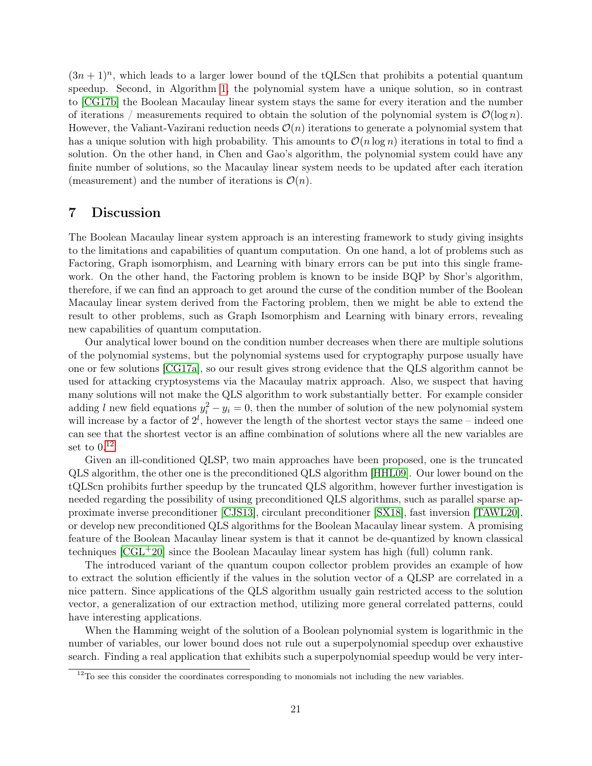$(3n+1)^n$, which leads to a larger lower bound of the tQLScn that prohibits a potential quantum speedup. Second, in Algorithm 1, the polynomial system have a unique solution, so in contrast to [CG17b] the Boolean Macaulay linear system stays the same for every iteration and the number of iterations / measurements required to obtain the solution of the polynomial system is $\mathcal{O}(\log n)$. However, the Valiant-Vazirani reduction needs $\mathcal{O}(n)$ iterations to generate a polynomial system that has a unique solution with high probability. This amounts to $\mathcal{O}(n \log n)$ iterations in total to find a solution. On the other hand, in Chen and Gao's algorithm, the polynomial system could have any finite number of solutions, so the Macaulay linear system needs to be updated after each iteration (measurement) and the number of iterations is $\mathcal{O}(n)$.

## 7 Discussion

The Boolean Macaulay linear system approach is an interesting framework to study giving insights to the limitations and capabilities of quantum computation. On one hand, a lot of problems such as Factoring, Graph isomorphism, and Learning with binary errors can be put into this single framework. On the other hand, the Factoring problem is known to be inside BQP by Shor's algorithm, therefore, if we can find an approach to get around the curse of the condition number of the Boolean Macaulay linear system derived from the Factoring problem, then we might be able to extend the result to other problems, such as Graph Isomorphism and Learning with binary errors, revealing new capabilities of quantum computation.

Our analytical lower bound on the condition number decreases when there are multiple solutions of the polynomial systems, but the polynomial systems used for cryptography purpose usually have one or few solutions [CG17a], so our result gives strong evidence that the QLS algorithm cannot be used for attacking cryptosystems via the Macaulay matrix approach. Also, we suspect that having many solutions will not make the QLS algorithm to work substantially better. For example consider adding $l$ new field equations $y_i^2 - y_i = 0$, then the number of solution of the new polynomial system will increase by a factor of $2^l$, however the length of the shortest vector stays the same – indeed one can see that the shortest vector is an affine combination of solutions where all the new variables are set to 0.[12]

Given an ill-conditioned QLSP, two main approaches have been proposed, one is the truncated QLS algorithm, the other one is the preconditioned QLS algorithm [HHL09]. Our lower bound on the tQLScn prohibits further speedup by the truncated QLS algorithm, however further investigation is needed regarding the possibility of using preconditioned QLS algorithms, such as parallel sparse approximate inverse preconditioner [CJS13], circulant preconditioner [SX18], fast inversion [TAWL20], or develop new preconditioned QLS algorithms for the Boolean Macaulay linear system. A promising feature of the Boolean Macaulay linear system is that it cannot be de-quantized by known classical techniques [CGL+20] since the Boolean Macaulay linear system has high (full) column rank.

The introduced variant of the quantum coupon collector problem provides an example of how to extract the solution efficiently if the values in the solution vector of a QLSP are correlated in a nice pattern. Since applications of the QLS algorithm usually gain restricted access to the solution vector, a generalization of our extraction method, utilizing more general correlated patterns, could have interesting applications.

When the Hamming weight of the solution of a Boolean polynomial system is logarithmic in the number of variables, our lower bound does not rule out a superpolynomial speedup over exhaustive search. Finding a real application that exhibits such a superpolynomial speedup would be very inter-

[12] To see this consider the coordinates corresponding to monomials not including the new variables.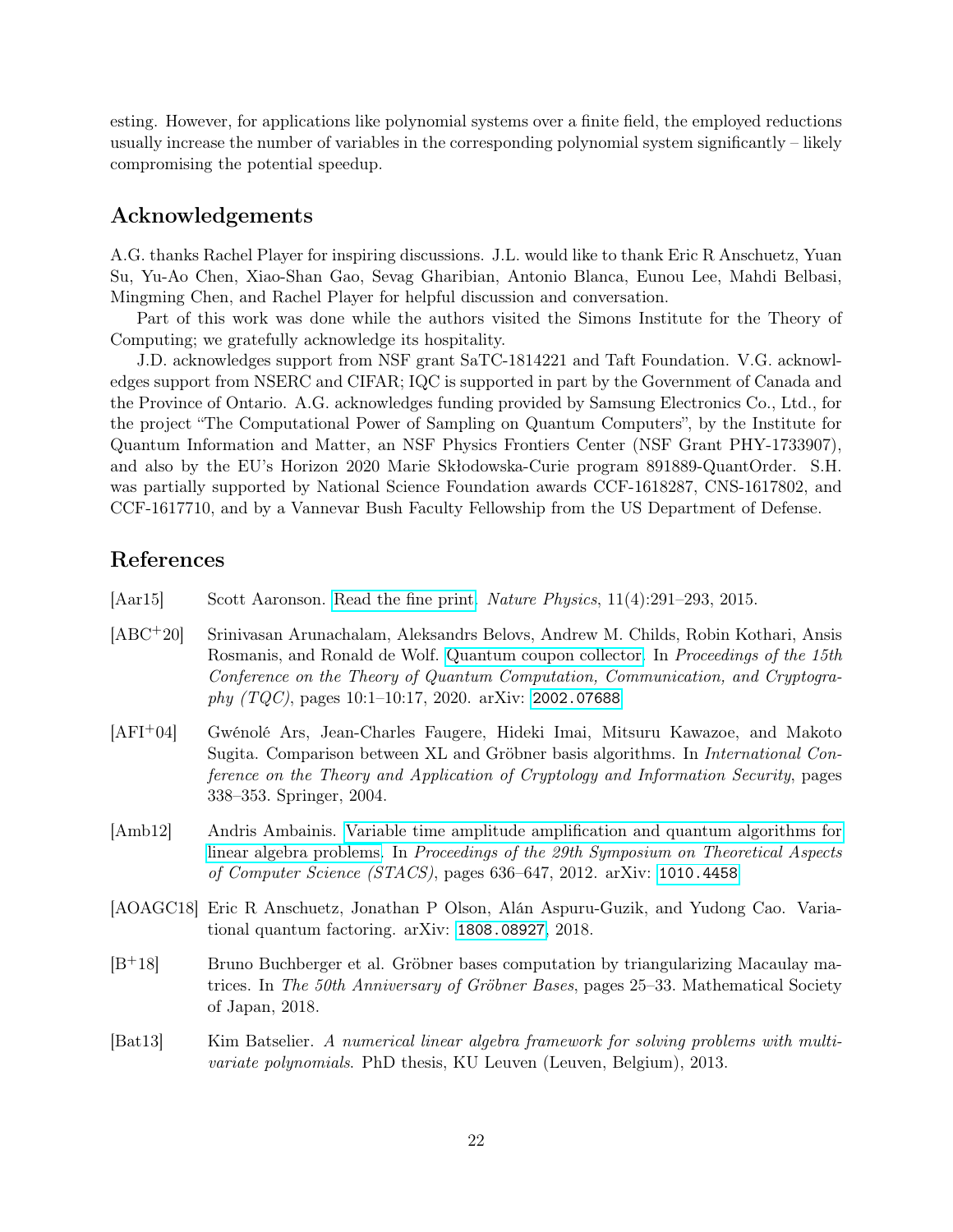esting. However, for applications like polynomial systems over a finite field, the employed reductions usually increase the number of variables in the corresponding polynomial system significantly – likely compromising the potential speedup.

## Acknowledgements

A.G. thanks Rachel Player for inspiring discussions. J.L. would like to thank Eric R Anschuetz, Yuan Su, Yu-Ao Chen, Xiao-Shan Gao, Sevag Gharibian, Antonio Blanca, Eunou Lee, Mahdi Belbasi, Mingming Chen, and Rachel Player for helpful discussion and conversation.

Part of this work was done while the authors visited the Simons Institute for the Theory of Computing; we gratefully acknowledge its hospitality.

J.D. acknowledges support from NSF grant SaTC-1814221 and Taft Foundation. V.G. acknowledges support from NSERC and CIFAR; IQC is supported in part by the Government of Canada and the Province of Ontario. A.G. acknowledges funding provided by Samsung Electronics Co., Ltd., for the project "The Computational Power of Sampling on Quantum Computers", by the Institute for Quantum Information and Matter, an NSF Physics Frontiers Center (NSF Grant PHY-1733907), and also by the EU's Horizon 2020 Marie Skłodowska-Curie program 891889-QuantOrder. S.H. was partially supported by National Science Foundation awards CCF-1618287, CNS-1617802, and CCF-1617710, and by a Vannevar Bush Faculty Fellowship from the US Department of Defense.

## References

[Aar15] Scott Aaronson. Read the fine print. *Nature Physics*, 11(4):291–293, 2015.

[ABC+20] Srinivasan Arunachalam, Aleksandrs Belovs, Andrew M. Childs, Robin Kothari, Ansis Rosmanis, and Ronald de Wolf. Quantum coupon collector. In *Proceedings of the 15th Conference on the Theory of Quantum Computation, Communication, and Cryptography (TQC)*, pages 10:1–10:17, 2020. arXiv: 2002.07688.

[AFI+04] Gwénolé Ars, Jean-Charles Faugere, Hideki Imai, Mitsuru Kawazoe, and Makoto Sugita. Comparison between XL and Gröbner basis algorithms. In *International Conference on the Theory and Application of Cryptology and Information Security*, pages 338–353. Springer, 2004.

[Amb12] Andris Ambainis. Variable time amplitude amplification and quantum algorithms for linear algebra problems. In *Proceedings of the 29th Symposium on Theoretical Aspects of Computer Science (STACS)*, pages 636–647, 2012. arXiv: 1010.4458.

[AOAGC18] Eric R Anschuetz, Jonathan P Olson, Alán Aspuru-Guzik, and Yudong Cao. Variational quantum factoring. arXiv: 1808.08927, 2018.

[B+18] Bruno Buchberger et al. Gröbner bases computation by triangularizing Macaulay matrices. In *The 50th Anniversary of Gröbner Bases*, pages 25–33. Mathematical Society of Japan, 2018.

[Bat13] Kim Batselier. *A numerical linear algebra framework for solving problems with multivariate polynomials*. PhD thesis, KU Leuven (Leuven, Belgium), 2013.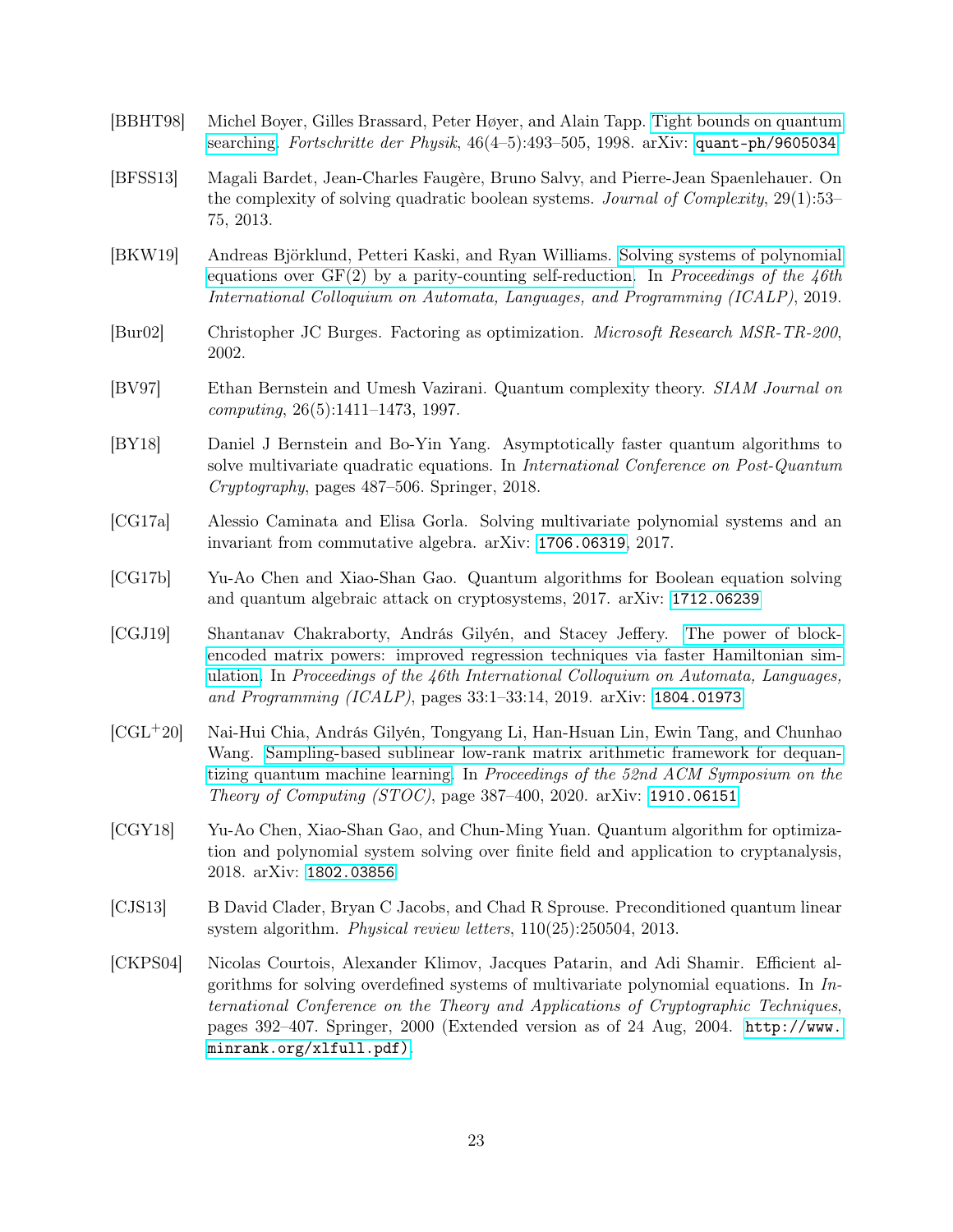[BBHT98] Michel Boyer, Gilles Brassard, Peter Høyer, and Alain Tapp. Tight bounds on quantum searching. *Fortschritte der Physik*, 46(4–5):493–505, 1998. arXiv: quant-ph/9605034

[BFSS13] Magali Bardet, Jean-Charles Faugère, Bruno Salvy, and Pierre-Jean Spaenlehauer. On the complexity of solving quadratic boolean systems. *Journal of Complexity*, 29(1):53–75, 2013.

[BKW19] Andreas Björklund, Petteri Kaski, and Ryan Williams. Solving systems of polynomial equations over GF(2) by a parity-counting self-reduction. In *Proceedings of the 46th International Colloquium on Automata, Languages, and Programming (ICALP)*, 2019.

[Bur02] Christopher JC Burges. Factoring as optimization. *Microsoft Research MSR-TR-200*, 2002.

[BV97] Ethan Bernstein and Umesh Vazirani. Quantum complexity theory. *SIAM Journal on computing*, 26(5):1411–1473, 1997.

[BY18] Daniel J Bernstein and Bo-Yin Yang. Asymptotically faster quantum algorithms to solve multivariate quadratic equations. In *International Conference on Post-Quantum Cryptography*, pages 487–506. Springer, 2018.

[CG17a] Alessio Caminata and Elisa Gorla. Solving multivariate polynomial systems and an invariant from commutative algebra. arXiv: 1706.06319, 2017.

[CG17b] Yu-Ao Chen and Xiao-Shan Gao. Quantum algorithms for Boolean equation solving and quantum algebraic attack on cryptosystems, 2017. arXiv: 1712.06239

[CGJ19] Shantanav Chakraborty, András Gilyén, and Stacey Jeffery. The power of block-encoded matrix powers: improved regression techniques via faster Hamiltonian simulation. In *Proceedings of the 46th International Colloquium on Automata, Languages, and Programming (ICALP)*, pages 33:1–33:14, 2019. arXiv: 1804.01973

[CGL+20] Nai-Hui Chia, András Gilyén, Tongyang Li, Han-Hsuan Lin, Ewin Tang, and Chunhao Wang. Sampling-based sublinear low-rank matrix arithmetic framework for dequantizing quantum machine learning. In *Proceedings of the 52nd ACM Symposium on the Theory of Computing (STOC)*, page 387–400, 2020. arXiv: 1910.06151

[CGY18] Yu-Ao Chen, Xiao-Shan Gao, and Chun-Ming Yuan. Quantum algorithm for optimization and polynomial system solving over finite field and application to cryptanalysis, 2018. arXiv: 1802.03856

[CJS13] B David Clader, Bryan C Jacobs, and Chad R Sprouse. Preconditioned quantum linear system algorithm. *Physical review letters*, 110(25):250504, 2013.

[CKPS04] Nicolas Courtois, Alexander Klimov, Jacques Patarin, and Adi Shamir. Efficient algorithms for solving overdefined systems of multivariate polynomial equations. In *International Conference on the Theory and Applications of Cryptographic Techniques*, pages 392–407. Springer, 2000 (Extended version as of 24 Aug, 2004. http://www.minrank.org/xlfull.pdf).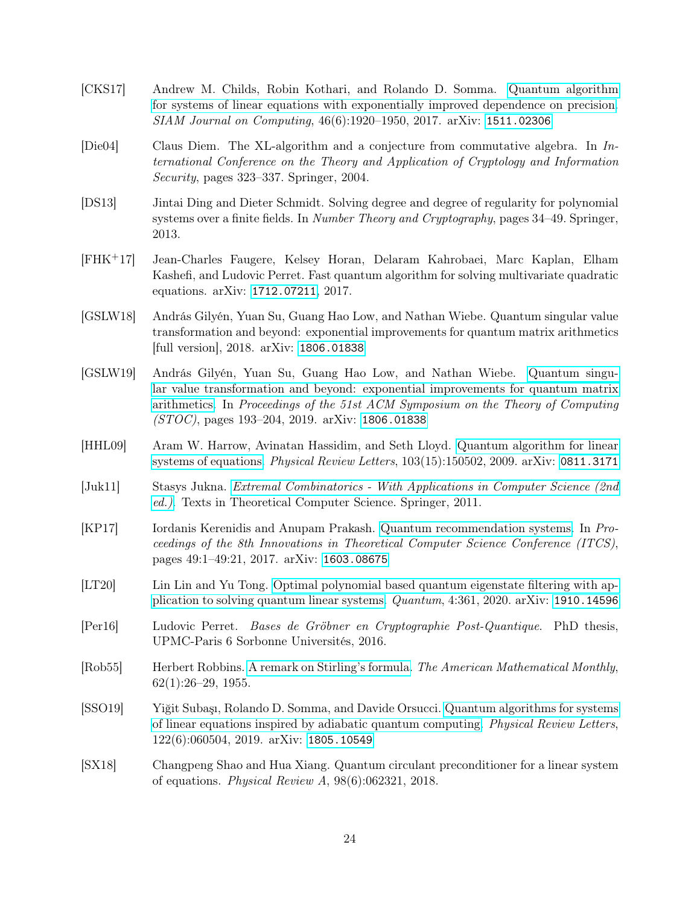[CKS17] Andrew M. Childs, Robin Kothari, and Rolando D. Somma. Quantum algorithm for systems of linear equations with exponentially improved dependence on precision. *SIAM Journal on Computing*, 46(6):1920–1950, 2017. arXiv: 1511.02306

[Die04] Claus Diem. The XL-algorithm and a conjecture from commutative algebra. In *International Conference on the Theory and Application of Cryptology and Information Security*, pages 323–337. Springer, 2004.

[DS13] Jintai Ding and Dieter Schmidt. Solving degree and degree of regularity for polynomial systems over a finite fields. In *Number Theory and Cryptography*, pages 34–49. Springer, 2013.

[FHK+17] Jean-Charles Faugere, Kelsey Horan, Delaram Kahrobaei, Marc Kaplan, Elham Kashefi, and Ludovic Perret. Fast quantum algorithm for solving multivariate quadratic equations. arXiv: 1712.07211, 2017.

[GSLW18] András Gilyén, Yuan Su, Guang Hao Low, and Nathan Wiebe. Quantum singular value transformation and beyond: exponential improvements for quantum matrix arithmetics [full version], 2018. arXiv: 1806.01838

[GSLW19] András Gilyén, Yuan Su, Guang Hao Low, and Nathan Wiebe. Quantum singular value transformation and beyond: exponential improvements for quantum matrix arithmetics. In *Proceedings of the 51st ACM Symposium on the Theory of Computing (STOC)*, pages 193–204, 2019. arXiv: 1806.01838

[HHL09] Aram W. Harrow, Avinatan Hassidim, and Seth Lloyd. Quantum algorithm for linear systems of equations. *Physical Review Letters*, 103(15):150502, 2009. arXiv: 0811.3171

[Juk11] Stasys Jukna. *Extremal Combinatorics - With Applications in Computer Science (2nd ed.)*. Texts in Theoretical Computer Science. Springer, 2011.

[KP17] Iordanis Kerenidis and Anupam Prakash. Quantum recommendation systems. In *Proceedings of the 8th Innovations in Theoretical Computer Science Conference (ITCS)*, pages 49:1–49:21, 2017. arXiv: 1603.08675

[LT20] Lin Lin and Yu Tong. Optimal polynomial based quantum eigenstate filtering with application to solving quantum linear systems. *Quantum*, 4:361, 2020. arXiv: 1910.14596

[Per16] Ludovic Perret. *Bases de Gröbner en Cryptographie Post-Quantique*. PhD thesis, UPMC-Paris 6 Sorbonne Universités, 2016.

[Rob55] Herbert Robbins. A remark on Stirling's formula. *The American Mathematical Monthly*, 62(1):26–29, 1955.

[SSO19] Yiğit Subaşı, Rolando D. Somma, and Davide Orsucci. Quantum algorithms for systems of linear equations inspired by adiabatic quantum computing. *Physical Review Letters*, 122(6):060504, 2019. arXiv: 1805.10549

[SX18] Changpeng Shao and Hua Xiang. Quantum circulant preconditioner for a linear system of equations. *Physical Review A*, 98(6):062321, 2018.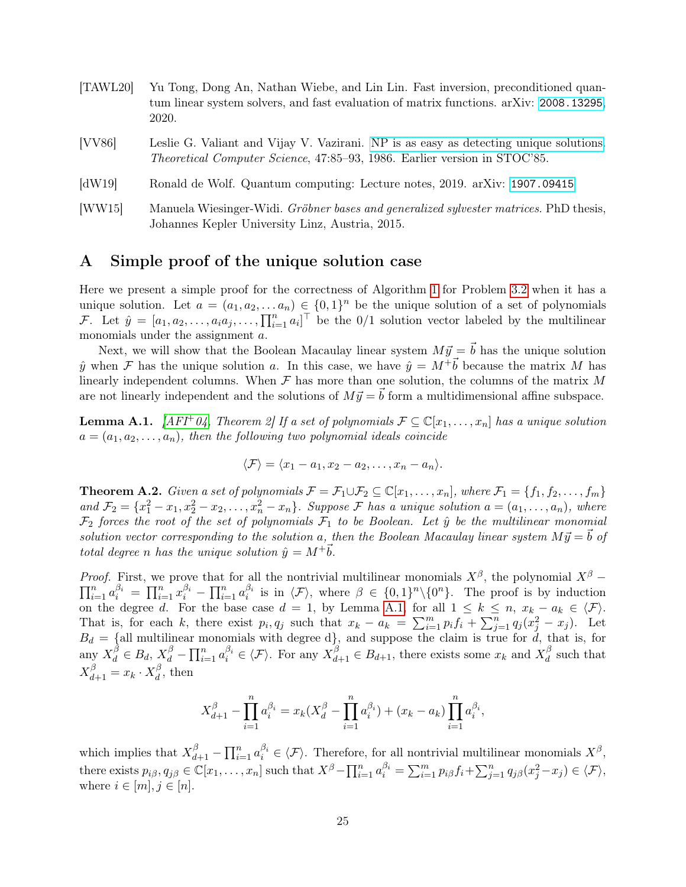[TAWL20] Yu Tong, Dong An, Nathan Wiebe, and Lin Lin. Fast inversion, preconditioned quantum linear system solvers, and fast evaluation of matrix functions. arXiv: 2008.13295, 2020.

[VV86] Leslie G. Valiant and Vijay V. Vazirani. NP is as easy as detecting unique solutions. *Theoretical Computer Science*, 47:85–93, 1986. Earlier version in STOC'85.

[dW19] Ronald de Wolf. Quantum computing: Lecture notes, 2019. arXiv: 1907.09415

[WW15] Manuela Wiesinger-Widi. *Gröbner bases and generalized sylvester matrices*. PhD thesis, Johannes Kepler University Linz, Austria, 2015.

# A Simple proof of the unique solution case

Here we present a simple proof for the correctness of Algorithm 1 for Problem 3.2 when it has a unique solution. Let $a = (a_1, a_2, \ldots a_n) \in \{0,1\}^n$ be the unique solution of a set of polynomials $\mathcal{F}$. Let $\hat{y} = [a_1, a_2, \ldots, a_i a_j, \ldots, \prod_{i=1}^n a_i]^\top$ be the 0/1 solution vector labeled by the multilinear monomials under the assignment $a$.

Next, we will show that the Boolean Macaulay linear system $M\vec{y} = \vec{b}$ has the unique solution $\hat{y}$ when $\mathcal{F}$ has the unique solution $a$. In this case, we have $\hat{y} = M^+\vec{b}$ because the matrix $M$ has linearly independent columns. When $\mathcal{F}$ has more than one solution, the columns of the matrix $M$ are not linearly independent and the solutions of $M\vec{y} = \vec{b}$ form a multidimensional affine subspace.

**Lemma A.1.** *[AFI+04, Theorem 2] If a set of polynomials $\mathcal{F} \subseteq \mathbb{C}[x_1, \ldots, x_n]$ has a unique solution $a = (a_1, a_2, \ldots, a_n)$, then the following two polynomial ideals coincide*

$$\langle \mathcal{F} \rangle = \langle x_1 - a_1, x_2 - a_2, \ldots, x_n - a_n \rangle.$$

**Theorem A.2.** *Given a set of polynomials $\mathcal{F} = \mathcal{F}_1 \cup \mathcal{F}_2 \subseteq \mathbb{C}[x_1, \ldots, x_n]$, where $\mathcal{F}_1 = \{f_1, f_2, \ldots, f_m\}$ and $\mathcal{F}_2 = \{x_1^2 - x_1, x_2^2 - x_2, \ldots, x_n^2 - x_n\}$. Suppose $\mathcal{F}$ has a unique solution $a = (a_1, \ldots, a_n)$, where $\mathcal{F}_2$ forces the root of the set of polynomials $\mathcal{F}_1$ to be Boolean. Let $\hat{y}$ be the multilinear monomial solution vector corresponding to the solution $a$, then the Boolean Macaulay linear system $M\vec{y} = \vec{b}$ of total degree $n$ has the unique solution $\hat{y} = M^+\vec{b}$.*

*Proof.* First, we prove that for all the nontrivial multilinear monomials $X^\beta$, the polynomial $X^\beta - \prod_{i=1}^n a_i^{\beta_i} = \prod_{i=1}^n x_i^{\beta_i} - \prod_{i=1}^n a_i^{\beta_i}$ is in $\langle \mathcal{F} \rangle$, where $\beta \in \{0,1\}^n \backslash \{0^n\}$. The proof is by induction on the degree $d$. For the base case $d = 1$, by Lemma A.1, for all $1 \le k \le n$, $x_k - a_k \in \langle \mathcal{F} \rangle$. That is, for each $k$, there exist $p_i, q_j$ such that $x_k - a_k = \sum_{i=1}^m p_i f_i + \sum_{j=1}^n q_j (x_j^2 - x_j)$. Let $B_d = \{$all multilinear monomials with degree d$\}$, and suppose the claim is true for $d$, that is, for any $X_d^\beta \in B_d$, $X_d^\beta - \prod_{i=1}^n a_i^{\beta_i} \in \langle \mathcal{F} \rangle$. For any $X_{d+1}^\beta \in B_{d+1}$, there exists some $x_k$ and $X_d^\beta$ such that $X_{d+1}^\beta = x_k \cdot X_d^\beta$, then

$$X_{d+1}^\beta - \prod_{i=1}^n a_i^{\beta_i} = x_k (X_d^\beta - \prod_{i=1}^n a_i^{\beta_i}) + (x_k - a_k) \prod_{i=1}^n a_i^{\beta_i},$$

which implies that $X_{d+1}^\beta - \prod_{i=1}^n a_i^{\beta_i} \in \langle \mathcal{F} \rangle$. Therefore, for all nontrivial multilinear monomials $X^\beta$, there exists $p_{i\beta}, q_{j\beta} \in \mathbb{C}[x_1, \ldots, x_n]$ such that $X^\beta - \prod_{i=1}^n a_i^{\beta_i} = \sum_{i=1}^m p_{i\beta} f_i + \sum_{j=1}^n q_{j\beta}(x_j^2 - x_j) \in \langle \mathcal{F} \rangle$, where $i \in [m], j \in [n]$.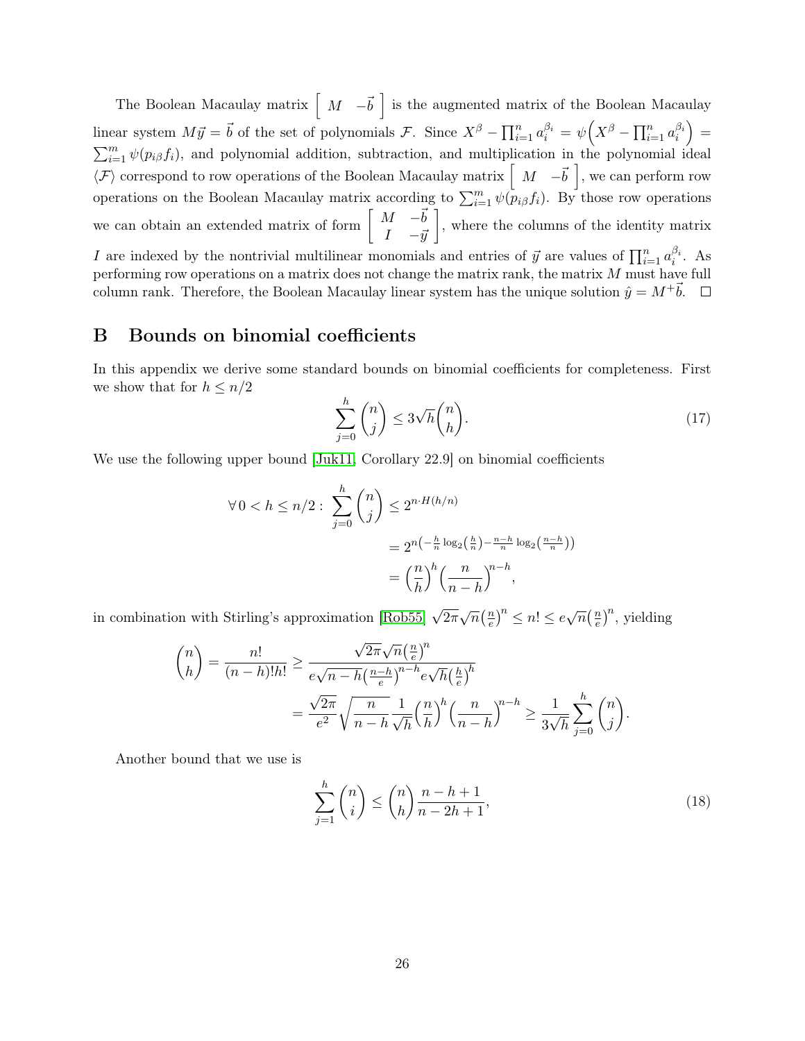The Boolean Macaulay matrix $\left[\begin{array}{cc} M & -\vec{b} \end{array}\right]$ is the augmented matrix of the Boolean Macaulay linear system $M\vec{y} = \vec{b}$ of the set of polynomials $\mathcal{F}$. Since $X^\beta - \prod_{i=1}^n a_i^{\beta_i} = \psi\Big(X^\beta - \prod_{i=1}^n a_i^{\beta_i}\Big) = \sum_{i=1}^m \psi(p_{i\beta} f_i)$, and polynomial addition, subtraction, and multiplication in the polynomial ideal $\langle \mathcal{F} \rangle$ correspond to row operations of the Boolean Macaulay matrix $\left[\begin{array}{cc} M & -\vec{b} \end{array}\right]$, we can perform row operations on the Boolean Macaulay matrix according to $\sum_{i=1}^m \psi(p_{i\beta} f_i)$. By those row operations we can obtain an extended matrix of form $\left[\begin{array}{cc} M & -\vec{b} \\ I & -\vec{y} \end{array}\right]$, where the columns of the identity matrix $I$ are indexed by the nontrivial multilinear monomials and entries of $\vec{y}$ are values of $\prod_{i=1}^n a_i^{\beta_i}$. As performing row operations on a matrix does not change the matrix rank, the matrix $M$ must have full column rank. Therefore, the Boolean Macaulay linear system has the unique solution $\hat{y} = M^+ \vec{b}$. $\square$

## B Bounds on binomial coefficients

In this appendix we derive some standard bounds on binomial coefficients for completeness. First we show that for $h \leq n/2$

$$\sum_{j=0}^{h} \binom{n}{j} \leq 3\sqrt{h}\binom{n}{h}. \tag{17}$$

We use the following upper bound [Juk11, Corollary 22.9] on binomial coefficients

$$\begin{aligned}
\forall\, 0 < h \leq n/2: \; \sum_{j=0}^{h} \binom{n}{j} &\leq 2^{n \cdot H(h/n)} \\
&= 2^{n\left(-\frac{h}{n}\log_2\left(\frac{h}{n}\right) - \frac{n-h}{n}\log_2\left(\frac{n-h}{n}\right)\right)} \\
&= \Big(\frac{n}{h}\Big)^h \Big(\frac{n}{n-h}\Big)^{n-h},
\end{aligned}$$

in combination with Stirling's approximation [Rob55] $\sqrt{2\pi}\sqrt{n}\left(\frac{n}{e}\right)^n \leq n! \leq e\sqrt{n}\left(\frac{n}{e}\right)^n$, yielding

$$\begin{aligned}
\binom{n}{h} = \frac{n!}{(n-h)!h!} &\geq \frac{\sqrt{2\pi}\sqrt{n}\left(\frac{n}{e}\right)^n}{e\sqrt{n-h}\left(\frac{n-h}{e}\right)^{n-h} e\sqrt{h}\left(\frac{h}{e}\right)^h} \\
&= \frac{\sqrt{2\pi}}{e^2}\sqrt{\frac{n}{n-h}}\frac{1}{\sqrt{h}}\Big(\frac{n}{h}\Big)^h\Big(\frac{n}{n-h}\Big)^{n-h} \geq \frac{1}{3\sqrt{h}}\sum_{j=0}^{h}\binom{n}{j}.
\end{aligned}$$

Another bound that we use is

$$\sum_{j=1}^{h} \binom{n}{i} \leq \binom{n}{h}\frac{n-h+1}{n-2h+1}, \tag{18}$$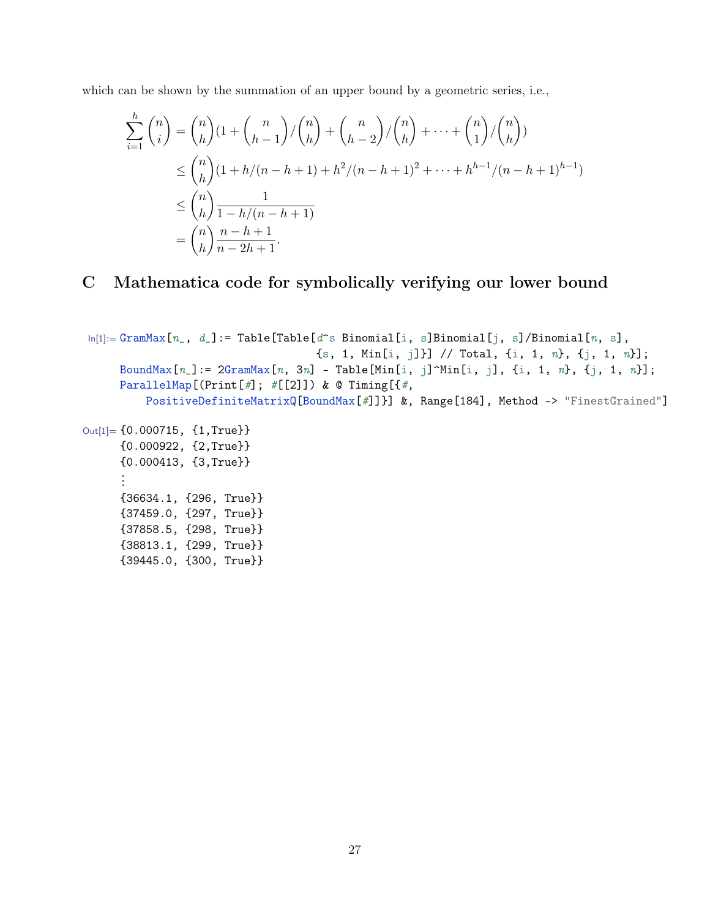which can be shown by the summation of an upper bound by a geometric series, i.e.,

$$
\begin{aligned}
\sum_{i=1}^{h} \binom{n}{i} &= \binom{n}{h}(1 + \binom{n}{h-1}/\binom{n}{h} + \binom{n}{h-2}/\binom{n}{h} + \cdots + \binom{n}{1}/\binom{n}{h}) \\
&\leq \binom{n}{h}(1 + h/(n-h+1) + h^2/(n-h+1)^2 + \cdots + h^{h-1}/(n-h+1)^{h-1}) \\
&\leq \binom{n}{h}\frac{1}{1 - h/(n-h+1)} \\
&= \binom{n}{h}\frac{n-h+1}{n-2h+1}.
\end{aligned}
$$

# C Mathematica code for symbolically verifying our lower bound

```
In[1]:= GramMax[n_, d_]:= Table[Table[d^s Binomial[i, s]Binomial[j, s]/Binomial[n, s],
                              {s, 1, Min[i, j]}] // Total, {i, 1, n}, {j, 1, n}];
        BoundMax[n_]:= 2GramMax[n, 3n] - Table[Min[i, j]^Min[i, j], {i, 1, n}, {j, 1, n}];
        ParallelMap[(Print[#]; #[[2]]) & @ Timing[{#,
            PositiveDefiniteMatrixQ[BoundMax[#]]}] &, Range[184], Method -> "FinestGrained"]

Out[1]= {0.000715, {1,True}}
        {0.000922, {2,True}}
        {0.000413, {3,True}}
        ⋮
        {36634.1, {296, True}}
        {37459.0, {297, True}}
        {37858.5, {298, True}}
        {38813.1, {299, True}}
        {39445.0, {300, True}}
```